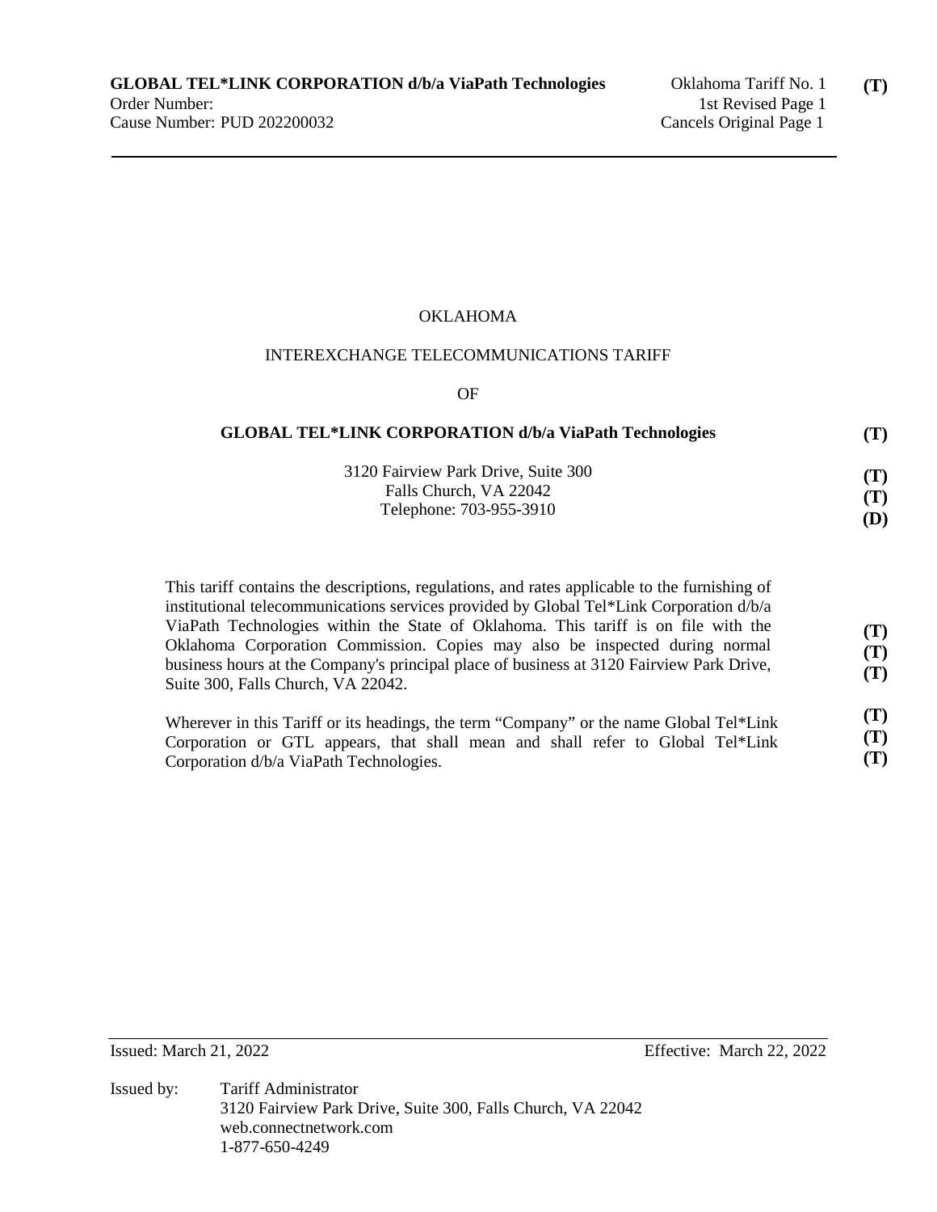**GLOBAL TEL*LINK CORPORATION d/b/a ViaPath Technologies** Oklahoma Tariff No. 1 **(T)**
Order Number: 1st Revised Page 1
Cause Number: PUD 202200032 Cancels Original Page 1

OKLAHOMA

INTEREXCHANGE TELECOMMUNICATIONS TARIFF

OF

**GLOBAL TEL*LINK CORPORATION d/b/a ViaPath Technologies** **(T)**

3120 Fairview Park Drive, Suite 300 **(T)**
Falls Church, VA 22042 **(T)**
Telephone: 703-955-3910 **(D)**

This tariff contains the descriptions, regulations, and rates applicable to the furnishing of institutional telecommunications services provided by Global Tel*Link Corporation d/b/a ViaPath Technologies within the State of Oklahoma. This tariff is on file with the Oklahoma Corporation Commission. Copies may also be inspected during normal business hours at the Company's principal place of business at 3120 Fairview Park Drive, Suite 300, Falls Church, VA 22042. **(T)** **(T)** **(T)**

Wherever in this Tariff or its headings, the term "Company" or the name Global Tel*Link Corporation or GTL appears, that shall mean and shall refer to Global Tel*Link Corporation d/b/a ViaPath Technologies. **(T)** **(T)** **(T)**

Issued: March 21, 2022 Effective: March 22, 2022

Issued by: Tariff Administrator
3120 Fairview Park Drive, Suite 300, Falls Church, VA 22042
web.connectnetwork.com
1-877-650-4249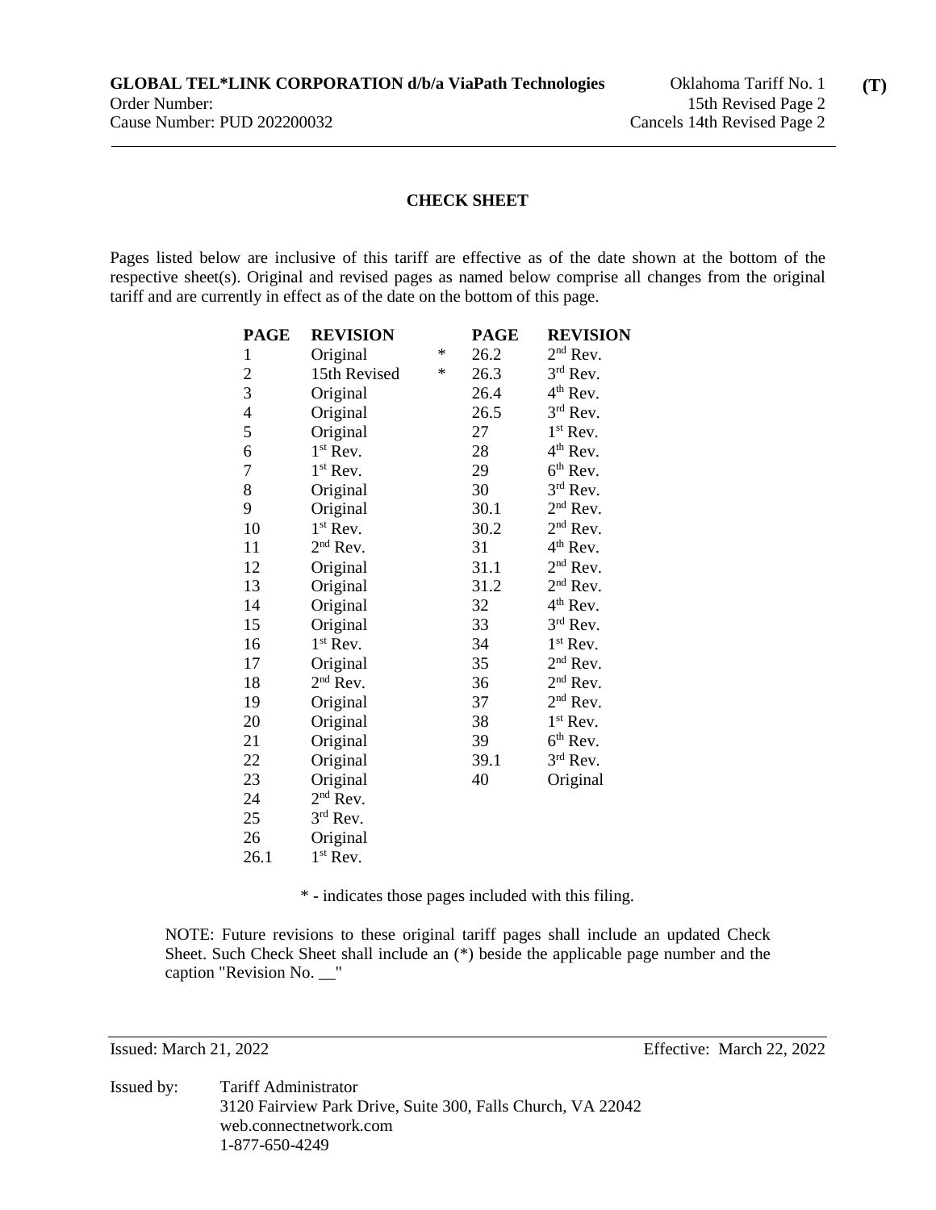**GLOBAL TEL*LINK CORPORATION d/b/a ViaPath Technologies**
Order Number:
Cause Number: PUD 202200032

Oklahoma Tariff No. 1 **(T)**
15th Revised Page 2
Cancels 14th Revised Page 2

## CHECK SHEET

Pages listed below are inclusive of this tariff are effective as of the date shown at the bottom of the respective sheet(s). Original and revised pages as named below comprise all changes from the original tariff and are currently in effect as of the date on the bottom of this page.

| | PAGE | REVISION | | PAGE | REVISION |
|---|---|---|---|---|---|
| | 1 | Original | * | 26.2 | 2nd Rev. |
| * | 2 | 15th Revised | | 26.3 | 3rd Rev. |
| | 3 | Original | | 26.4 | 4th Rev. |
| | 4 | Original | | 26.5 | 3rd Rev. |
| | 5 | Original | | 27 | 1st Rev. |
| | 6 | 1st Rev. | | 28 | 4th Rev. |
| | 7 | 1st Rev. | | 29 | 6th Rev. |
| | 8 | Original | | 30 | 3rd Rev. |
| | 9 | Original | | 30.1 | 2nd Rev. |
| | 10 | 1st Rev. | | 30.2 | 2nd Rev. |
| | 11 | 2nd Rev. | | 31 | 4th Rev. |
| | 12 | Original | | 31.1 | 2nd Rev. |
| | 13 | Original | | 31.2 | 2nd Rev. |
| | 14 | Original | | 32 | 4th Rev. |
| | 15 | Original | | 33 | 3rd Rev. |
| | 16 | 1st Rev. | | 34 | 1st Rev. |
| | 17 | Original | | 35 | 2nd Rev. |
| | 18 | 2nd Rev. | | 36 | 2nd Rev. |
| | 19 | Original | | 37 | 2nd Rev. |
| | 20 | Original | | 38 | 1st Rev. |
| | 21 | Original | | 39 | 6th Rev. |
| | 22 | Original | | 39.1 | 3rd Rev. |
| | 23 | Original | | 40 | Original |
| | 24 | 2nd Rev. | | | |
| | 25 | 3rd Rev. | | | |
| | 26 | Original | | | |
| | 26.1 | 1st Rev. | | | |

\* - indicates those pages included with this filing.

NOTE: Future revisions to these original tariff pages shall include an updated Check Sheet. Such Check Sheet shall include an (*) beside the applicable page number and the caption "Revision No. __"

Issued: March 21, 2022

Effective: March 22, 2022

Issued by: Tariff Administrator
3120 Fairview Park Drive, Suite 300, Falls Church, VA 22042
web.connectnetwork.com
1-877-650-4249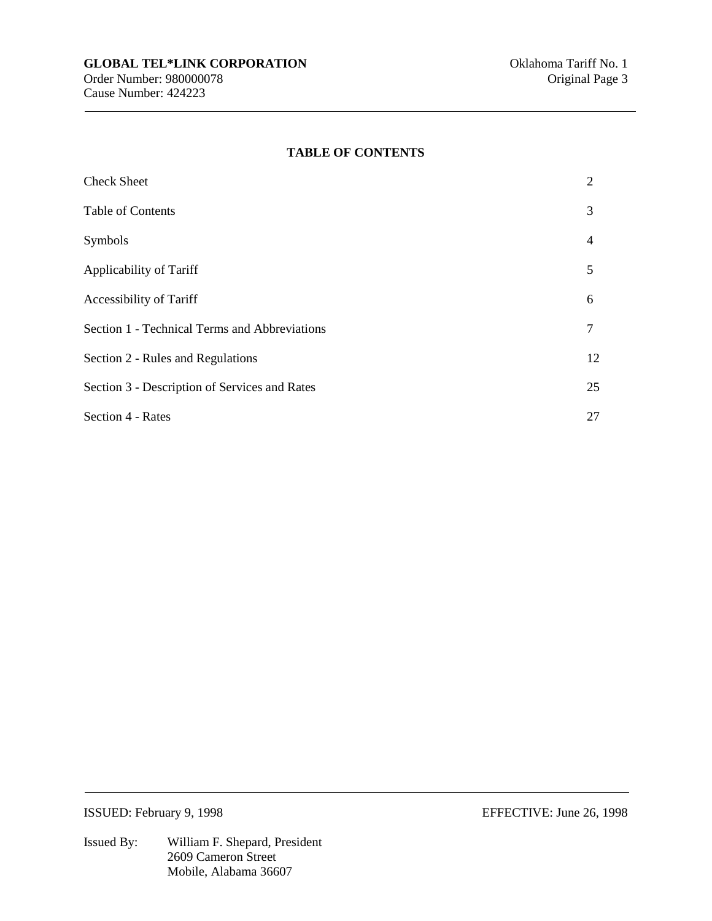## TABLE OF CONTENTS

| | |
|---|---|
| Check Sheet | 2 |
| Table of Contents | 3 |
| Symbols | 4 |
| Applicability of Tariff | 5 |
| Accessibility of Tariff | 6 |
| Section 1 - Technical Terms and Abbreviations | 7 |
| Section 2 - Rules and Regulations | 12 |
| Section 3 - Description of Services and Rates | 25 |
| Section 4 - Rates | 27 |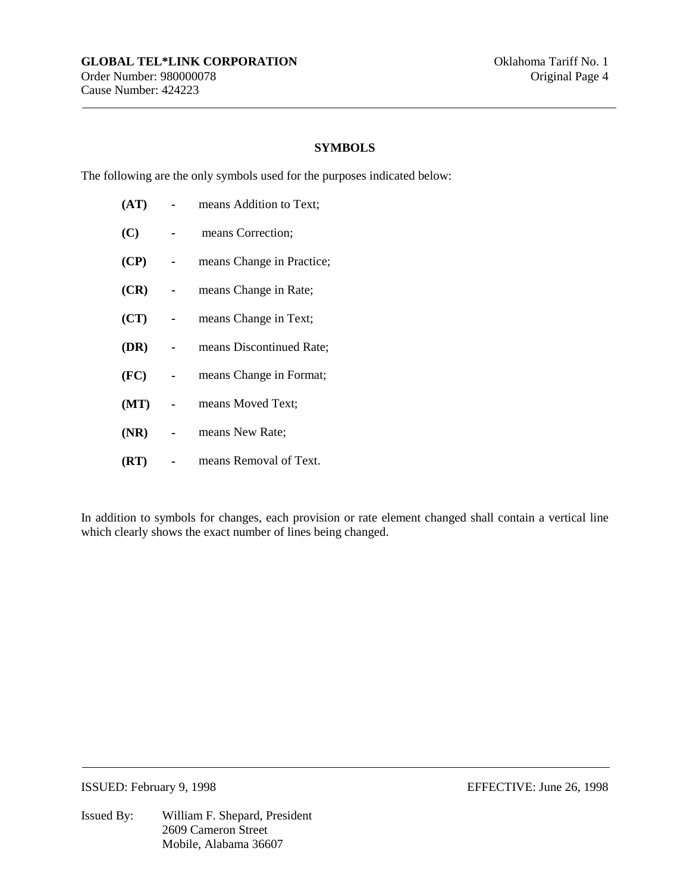## SYMBOLS

The following are the only symbols used for the purposes indicated below:

**(AT)** - means Addition to Text;

**(C)** - means Correction;

**(CP)** - means Change in Practice;

**(CR)** - means Change in Rate;

**(CT)** - means Change in Text;

**(DR)** - means Discontinued Rate;

**(FC)** - means Change in Format;

**(MT)** - means Moved Text;

**(NR)** - means New Rate;

**(RT)** - means Removal of Text.

In addition to symbols for changes, each provision or rate element changed shall contain a vertical line which clearly shows the exact number of lines being changed.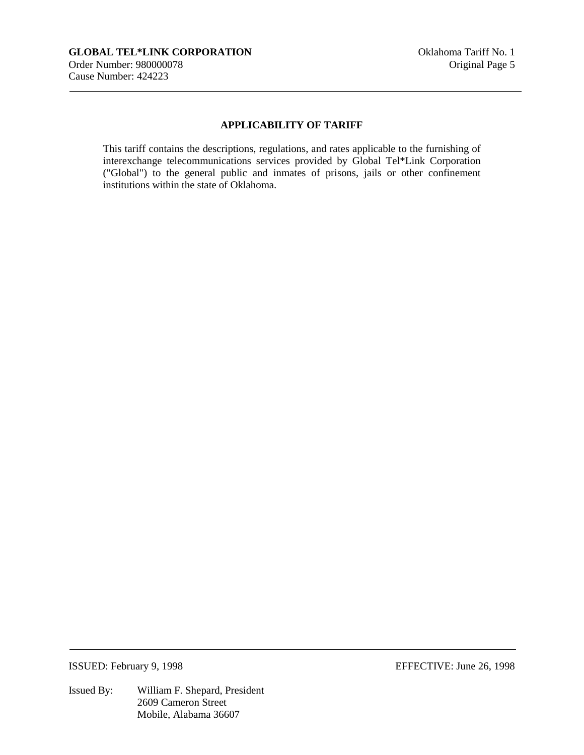## APPLICABILITY OF TARIFF

This tariff contains the descriptions, regulations, and rates applicable to the furnishing of interexchange telecommunications services provided by Global Tel*Link Corporation ("Global") to the general public and inmates of prisons, jails or other confinement institutions within the state of Oklahoma.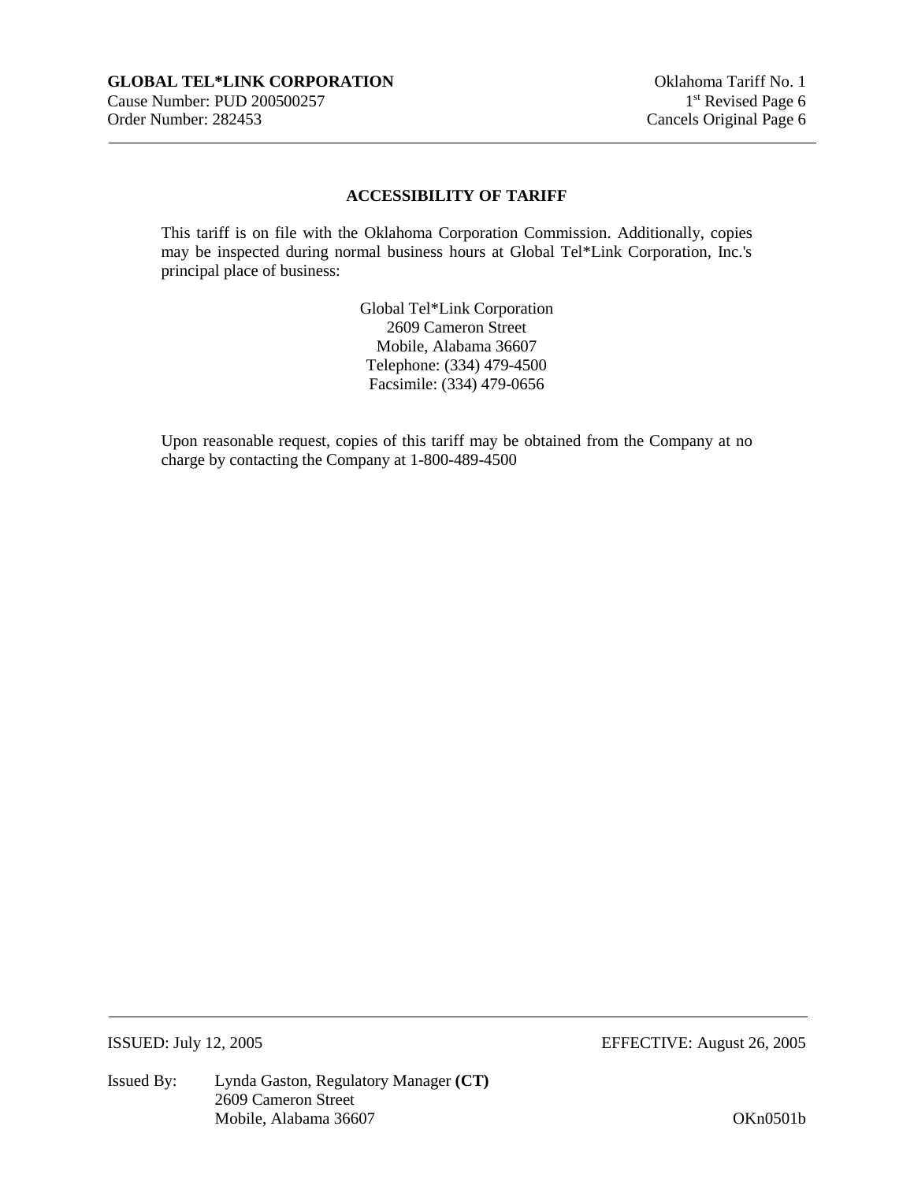## ACCESSIBILITY OF TARIFF

This tariff is on file with the Oklahoma Corporation Commission. Additionally, copies may be inspected during normal business hours at Global Tel*Link Corporation, Inc.'s principal place of business:

Global Tel*Link Corporation
2609 Cameron Street
Mobile, Alabama 36607
Telephone: (334) 479-4500
Facsimile: (334) 479-0656

Upon reasonable request, copies of this tariff may be obtained from the Company at no charge by contacting the Company at 1-800-489-4500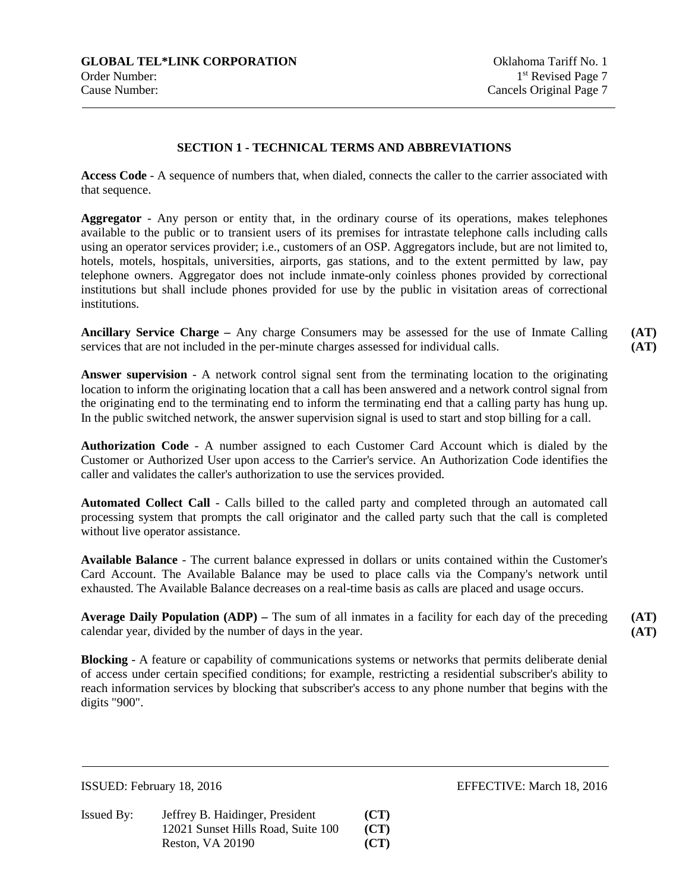## SECTION 1 - TECHNICAL TERMS AND ABBREVIATIONS

**Access Code** - A sequence of numbers that, when dialed, connects the caller to the carrier associated with that sequence.

**Aggregator** - Any person or entity that, in the ordinary course of its operations, makes telephones available to the public or to transient users of its premises for intrastate telephone calls including calls using an operator services provider; i.e., customers of an OSP. Aggregators include, but are not limited to, hotels, motels, hospitals, universities, airports, gas stations, and to the extent permitted by law, pay telephone owners. Aggregator does not include inmate-only coinless phones provided by correctional institutions but shall include phones provided for use by the public in visitation areas of correctional institutions.

**Ancillary Service Charge –** Any charge Consumers may be assessed for the use of Inmate Calling services that are not included in the per-minute charges assessed for individual calls. **(AT)** **(AT)**

**Answer supervision** - A network control signal sent from the terminating location to the originating location to inform the originating location that a call has been answered and a network control signal from the originating end to the terminating end to inform the terminating end that a calling party has hung up. In the public switched network, the answer supervision signal is used to start and stop billing for a call.

**Authorization Code** - A number assigned to each Customer Card Account which is dialed by the Customer or Authorized User upon access to the Carrier's service. An Authorization Code identifies the caller and validates the caller's authorization to use the services provided.

**Automated Collect Call** - Calls billed to the called party and completed through an automated call processing system that prompts the call originator and the called party such that the call is completed without live operator assistance.

**Available Balance** - The current balance expressed in dollars or units contained within the Customer's Card Account. The Available Balance may be used to place calls via the Company's network until exhausted. The Available Balance decreases on a real-time basis as calls are placed and usage occurs.

**Average Daily Population (ADP) –** The sum of all inmates in a facility for each day of the preceding calendar year, divided by the number of days in the year. **(AT)** **(AT)**

**Blocking** - A feature or capability of communications systems or networks that permits deliberate denial of access under certain specified conditions; for example, restricting a residential subscriber's ability to reach information services by blocking that subscriber's access to any phone number that begins with the digits "900".

ISSUED: February 18, 2016 EFFECTIVE: March 18, 2016

Issued By: Jeffrey B. Haidinger, President **(CT)**
12021 Sunset Hills Road, Suite 100 **(CT)**
Reston, VA 20190 **(CT)**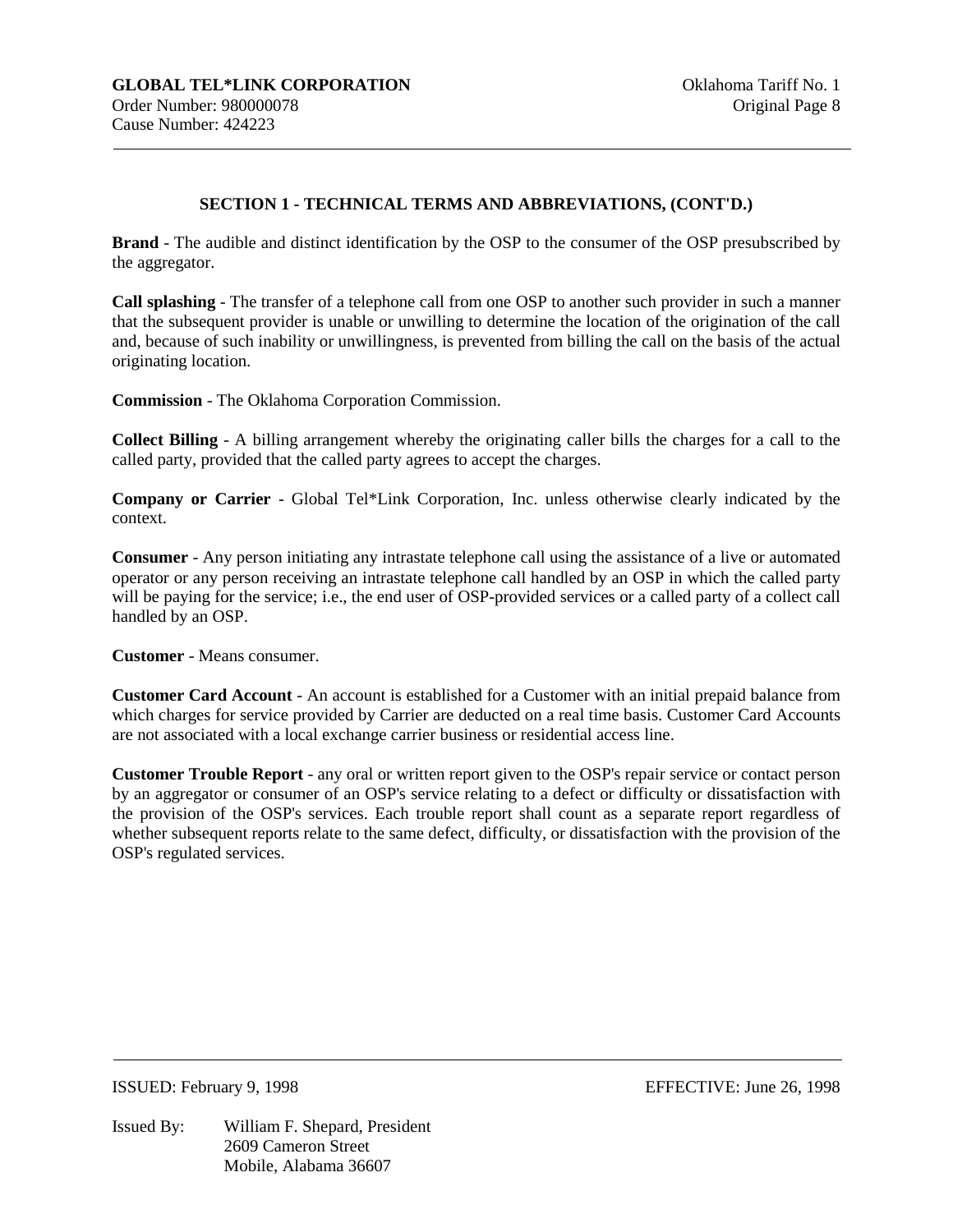## SECTION 1 - TECHNICAL TERMS AND ABBREVIATIONS, (CONT'D.)

**Brand** - The audible and distinct identification by the OSP to the consumer of the OSP presubscribed by the aggregator.

**Call splashing** - The transfer of a telephone call from one OSP to another such provider in such a manner that the subsequent provider is unable or unwilling to determine the location of the origination of the call and, because of such inability or unwillingness, is prevented from billing the call on the basis of the actual originating location.

**Commission** - The Oklahoma Corporation Commission.

**Collect Billing** - A billing arrangement whereby the originating caller bills the charges for a call to the called party, provided that the called party agrees to accept the charges.

**Company or Carrier** - Global Tel*Link Corporation, Inc. unless otherwise clearly indicated by the context.

**Consumer** - Any person initiating any intrastate telephone call using the assistance of a live or automated operator or any person receiving an intrastate telephone call handled by an OSP in which the called party will be paying for the service; i.e., the end user of OSP-provided services or a called party of a collect call handled by an OSP.

**Customer** - Means consumer.

**Customer Card Account** - An account is established for a Customer with an initial prepaid balance from which charges for service provided by Carrier are deducted on a real time basis. Customer Card Accounts are not associated with a local exchange carrier business or residential access line.

**Customer Trouble Report** - any oral or written report given to the OSP's repair service or contact person by an aggregator or consumer of an OSP's service relating to a defect or difficulty or dissatisfaction with the provision of the OSP's services. Each trouble report shall count as a separate report regardless of whether subsequent reports relate to the same defect, difficulty, or dissatisfaction with the provision of the OSP's regulated services.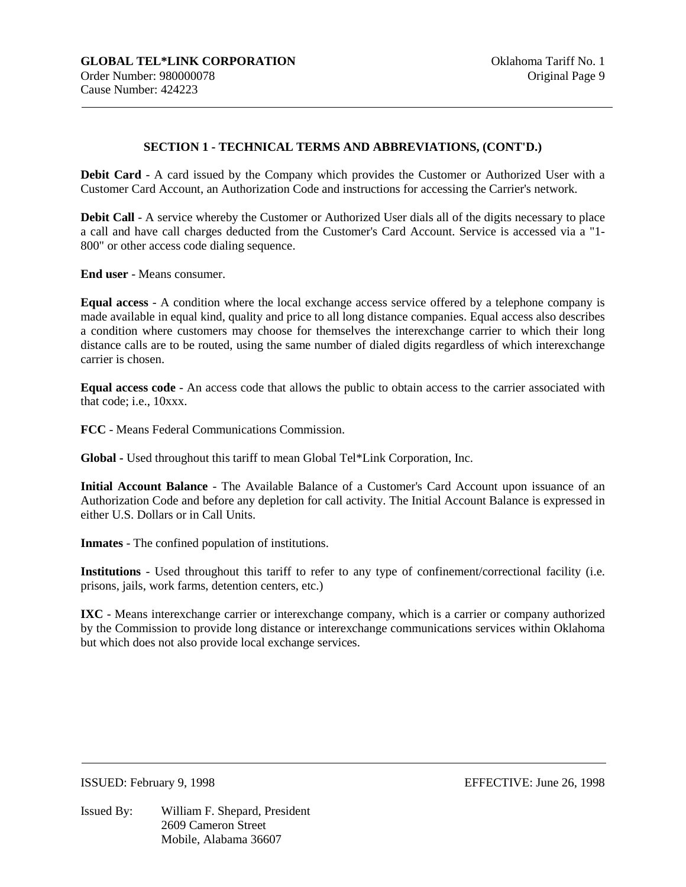## SECTION 1 - TECHNICAL TERMS AND ABBREVIATIONS, (CONT'D.)

**Debit Card** - A card issued by the Company which provides the Customer or Authorized User with a Customer Card Account, an Authorization Code and instructions for accessing the Carrier's network.

**Debit Call** - A service whereby the Customer or Authorized User dials all of the digits necessary to place a call and have call charges deducted from the Customer's Card Account. Service is accessed via a "1-800" or other access code dialing sequence.

**End user** - Means consumer.

**Equal access** - A condition where the local exchange access service offered by a telephone company is made available in equal kind, quality and price to all long distance companies. Equal access also describes a condition where customers may choose for themselves the interexchange carrier to which their long distance calls are to be routed, using the same number of dialed digits regardless of which interexchange carrier is chosen.

**Equal access code** - An access code that allows the public to obtain access to the carrier associated with that code; i.e., 10xxx.

**FCC** - Means Federal Communications Commission.

**Global -** Used throughout this tariff to mean Global Tel*Link Corporation, Inc.

**Initial Account Balance** - The Available Balance of a Customer's Card Account upon issuance of an Authorization Code and before any depletion for call activity. The Initial Account Balance is expressed in either U.S. Dollars or in Call Units.

**Inmates** - The confined population of institutions.

**Institutions** - Used throughout this tariff to refer to any type of confinement/correctional facility (i.e. prisons, jails, work farms, detention centers, etc.)

**IXC** - Means interexchange carrier or interexchange company, which is a carrier or company authorized by the Commission to provide long distance or interexchange communications services within Oklahoma but which does not also provide local exchange services.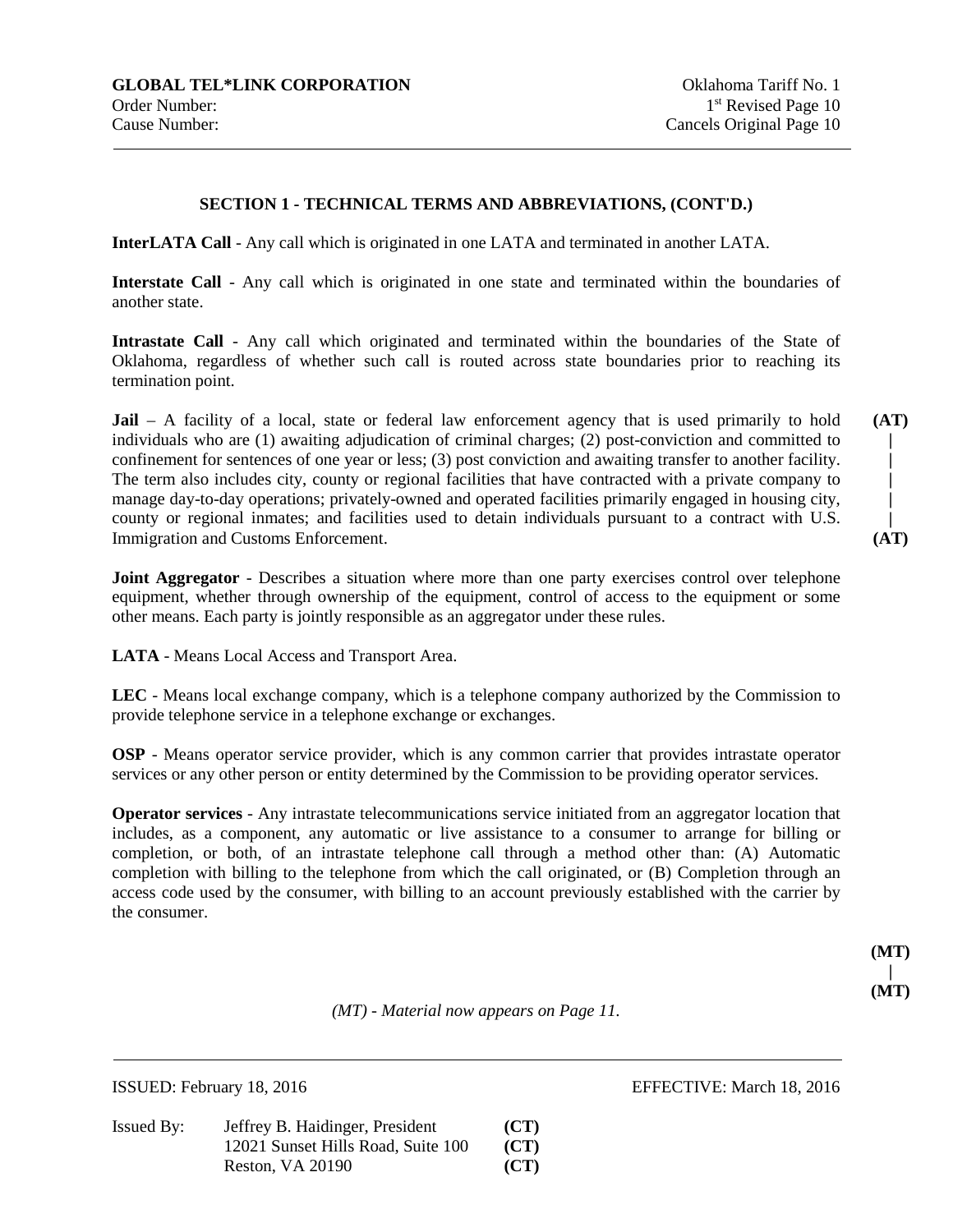GLOBAL TEL*LINK CORPORATION
Order Number:
Cause Number:

Oklahoma Tariff No. 1
1st Revised Page 10
Cancels Original Page 10

## SECTION 1 - TECHNICAL TERMS AND ABBREVIATIONS, (CONT'D.)

**InterLATA Call** - Any call which is originated in one LATA and terminated in another LATA.

**Interstate Call** - Any call which is originated in one state and terminated within the boundaries of another state.

**Intrastate Call** - Any call which originated and terminated within the boundaries of the State of Oklahoma, regardless of whether such call is routed across state boundaries prior to reaching its termination point.

**Jail** – A facility of a local, state or federal law enforcement agency that is used primarily to hold individuals who are (1) awaiting adjudication of criminal charges; (2) post-conviction and committed to confinement for sentences of one year or less; (3) post conviction and awaiting transfer to another facility. The term also includes city, county or regional facilities that have contracted with a private company to manage day-to-day operations; privately-owned and operated facilities primarily engaged in housing city, county or regional inmates; and facilities used to detain individuals pursuant to a contract with U.S. Immigration and Customs Enforcement. **(AT)**

**Joint Aggregator** - Describes a situation where more than one party exercises control over telephone equipment, whether through ownership of the equipment, control of access to the equipment or some other means. Each party is jointly responsible as an aggregator under these rules.

**LATA** - Means Local Access and Transport Area.

**LEC** - Means local exchange company, which is a telephone company authorized by the Commission to provide telephone service in a telephone exchange or exchanges.

**OSP** - Means operator service provider, which is any common carrier that provides intrastate operator services or any other person or entity determined by the Commission to be providing operator services.

**Operator services** - Any intrastate telecommunications service initiated from an aggregator location that includes, as a component, any automatic or live assistance to a consumer to arrange for billing or completion, or both, of an intrastate telephone call through a method other than: (A) Automatic completion with billing to the telephone from which the call originated, or (B) Completion through an access code used by the consumer, with billing to an account previously established with the carrier by the consumer.

**(MT)**

*(MT) - Material now appears on Page 11.*

ISSUED: February 18, 2016

EFFECTIVE: March 18, 2016

Issued By: Jeffrey B. Haidinger, President **(CT)**
12021 Sunset Hills Road, Suite 100 **(CT)**
Reston, VA 20190 **(CT)**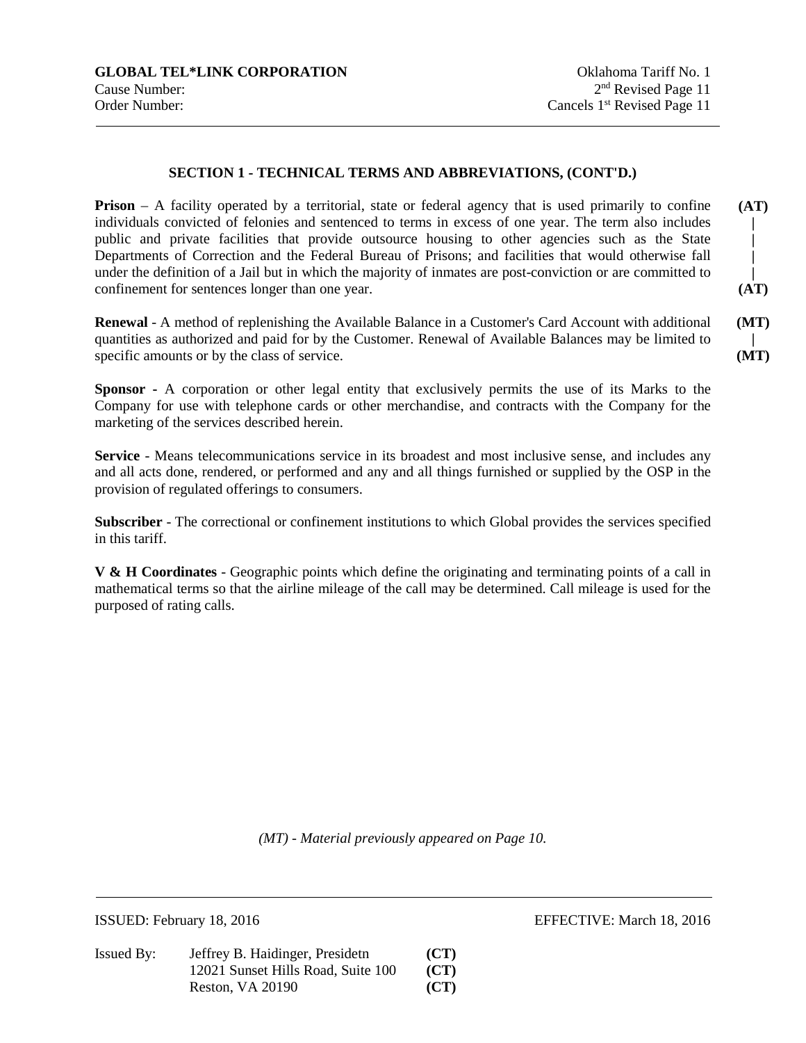## SECTION 1 - TECHNICAL TERMS AND ABBREVIATIONS, (CONT'D.)

**Prison** – A facility operated by a territorial, state or federal agency that is used primarily to confine individuals convicted of felonies and sentenced to terms in excess of one year. The term also includes public and private facilities that provide outsource housing to other agencies such as the State Departments of Correction and the Federal Bureau of Prisons; and facilities that would otherwise fall under the definition of a Jail but in which the majority of inmates are post-conviction or are committed to confinement for sentences longer than one year. **(AT)**

**Renewal** - A method of replenishing the Available Balance in a Customer's Card Account with additional quantities as authorized and paid for by the Customer. Renewal of Available Balances may be limited to specific amounts or by the class of service. **(MT)**

**Sponsor -** A corporation or other legal entity that exclusively permits the use of its Marks to the Company for use with telephone cards or other merchandise, and contracts with the Company for the marketing of the services described herein.

**Service** - Means telecommunications service in its broadest and most inclusive sense, and includes any and all acts done, rendered, or performed and any and all things furnished or supplied by the OSP in the provision of regulated offerings to consumers.

**Subscriber** - The correctional or confinement institutions to which Global provides the services specified in this tariff.

**V & H Coordinates** - Geographic points which define the originating and terminating points of a call in mathematical terms so that the airline mileage of the call may be determined. Call mileage is used for the purposed of rating calls.

*(MT) - Material previously appeared on Page 10.*

ISSUED: February 18, 2016

EFFECTIVE: March 18, 2016

Issued By: Jeffrey B. Haidinger, Presidetn **(CT)**
12021 Sunset Hills Road, Suite 100 **(CT)**
Reston, VA 20190 **(CT)**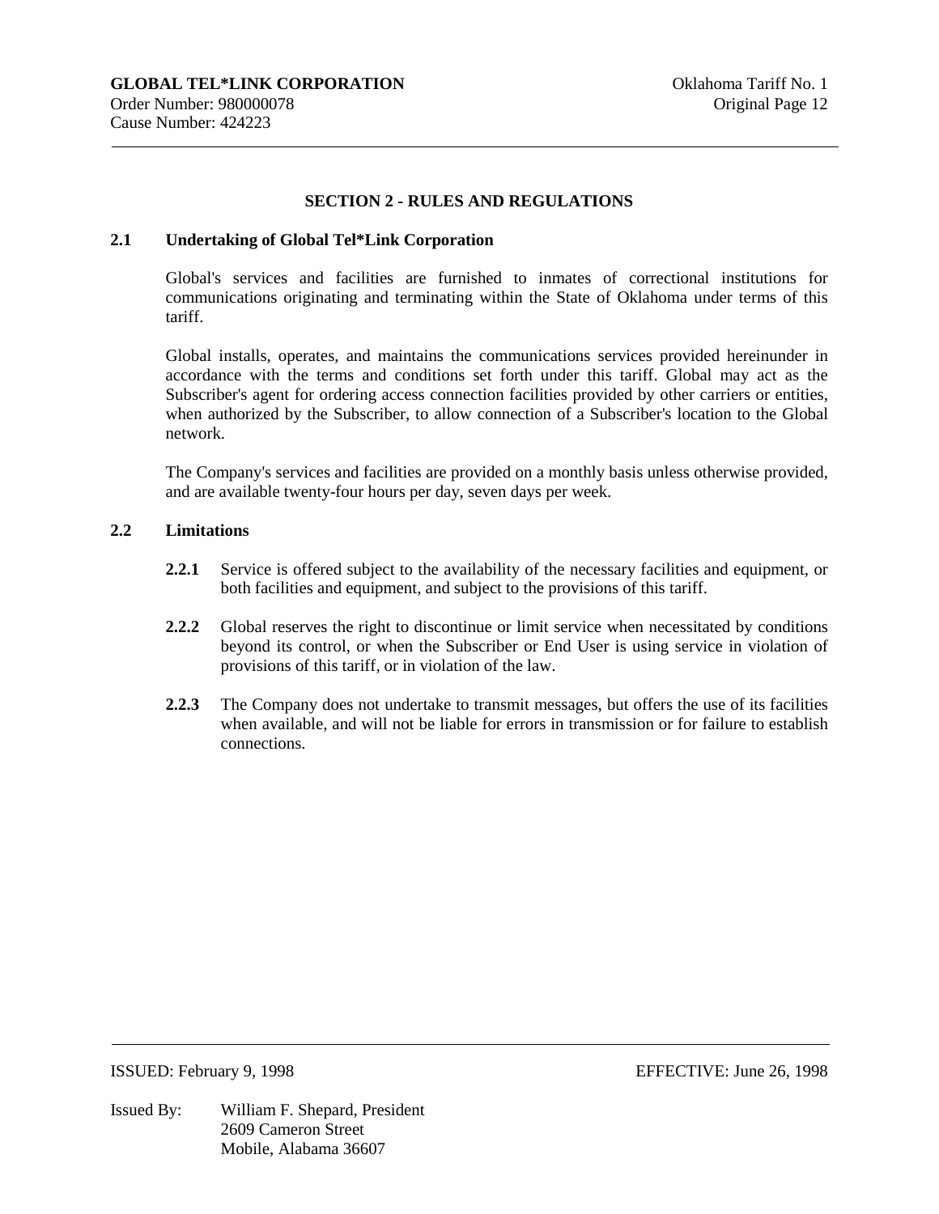## SECTION 2 - RULES AND REGULATIONS

### 2.1 Undertaking of Global Tel*Link Corporation

Global's services and facilities are furnished to inmates of correctional institutions for communications originating and terminating within the State of Oklahoma under terms of this tariff.

Global installs, operates, and maintains the communications services provided hereinunder in accordance with the terms and conditions set forth under this tariff. Global may act as the Subscriber's agent for ordering access connection facilities provided by other carriers or entities, when authorized by the Subscriber, to allow connection of a Subscriber's location to the Global network.

The Company's services and facilities are provided on a monthly basis unless otherwise provided, and are available twenty-four hours per day, seven days per week.

### 2.2 Limitations

**2.2.1** Service is offered subject to the availability of the necessary facilities and equipment, or both facilities and equipment, and subject to the provisions of this tariff.

**2.2.2** Global reserves the right to discontinue or limit service when necessitated by conditions beyond its control, or when the Subscriber or End User is using service in violation of provisions of this tariff, or in violation of the law.

**2.2.3** The Company does not undertake to transmit messages, but offers the use of its facilities when available, and will not be liable for errors in transmission or for failure to establish connections.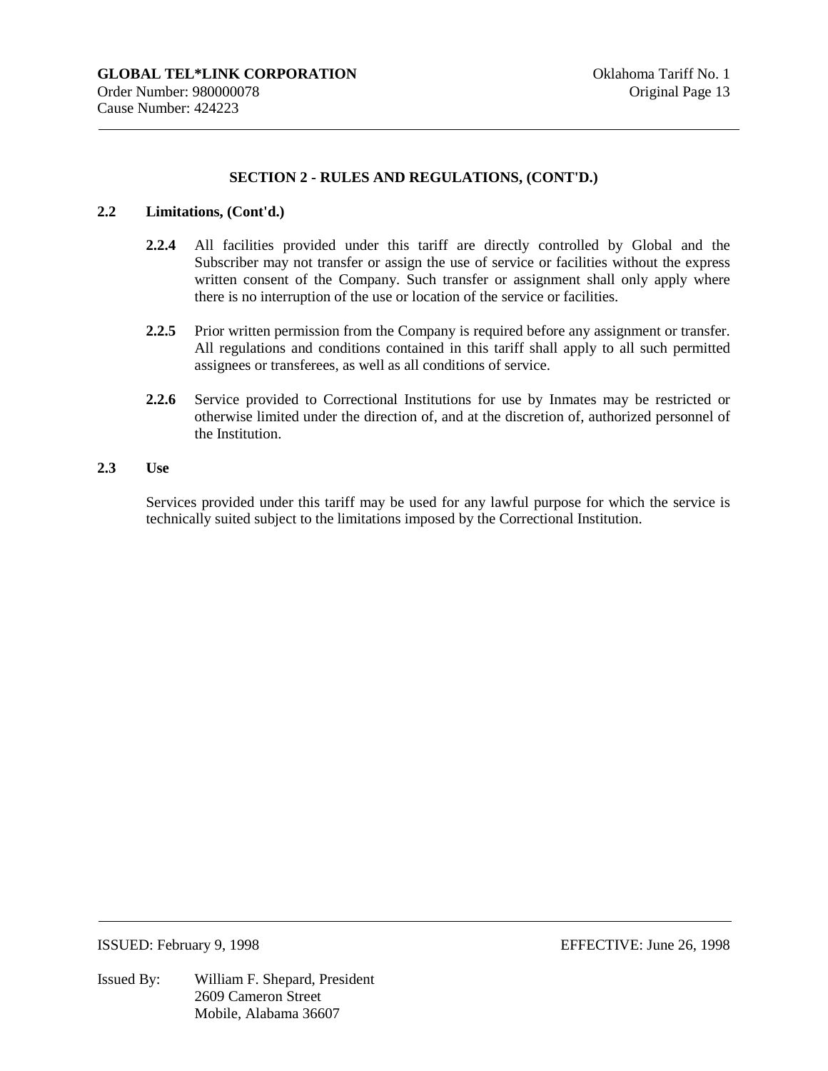## SECTION 2 - RULES AND REGULATIONS, (CONT'D.)

### 2.2 Limitations, (Cont'd.)

**2.2.4** All facilities provided under this tariff are directly controlled by Global and the Subscriber may not transfer or assign the use of service or facilities without the express written consent of the Company. Such transfer or assignment shall only apply where there is no interruption of the use or location of the service or facilities.

**2.2.5** Prior written permission from the Company is required before any assignment or transfer. All regulations and conditions contained in this tariff shall apply to all such permitted assignees or transferees, as well as all conditions of service.

**2.2.6** Service provided to Correctional Institutions for use by Inmates may be restricted or otherwise limited under the direction of, and at the discretion of, authorized personnel of the Institution.

### 2.3 Use

Services provided under this tariff may be used for any lawful purpose for which the service is technically suited subject to the limitations imposed by the Correctional Institution.

ISSUED: February 9, 1998 EFFECTIVE: June 26, 1998

Issued By: William F. Shepard, President
2609 Cameron Street
Mobile, Alabama 36607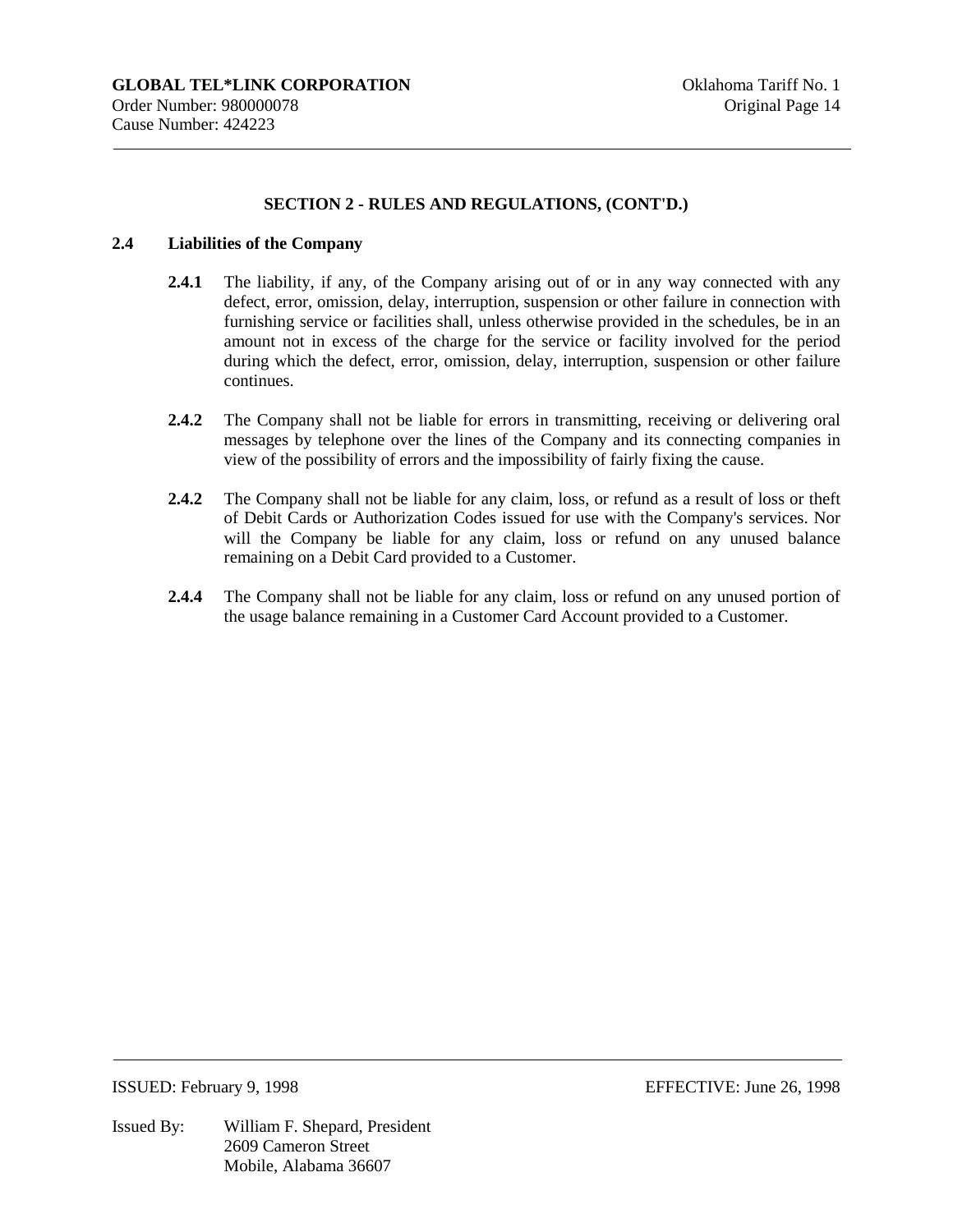## SECTION 2 - RULES AND REGULATIONS, (CONT'D.)

### 2.4 Liabilities of the Company

**2.4.1** The liability, if any, of the Company arising out of or in any way connected with any defect, error, omission, delay, interruption, suspension or other failure in connection with furnishing service or facilities shall, unless otherwise provided in the schedules, be in an amount not in excess of the charge for the service or facility involved for the period during which the defect, error, omission, delay, interruption, suspension or other failure continues.

**2.4.2** The Company shall not be liable for errors in transmitting, receiving or delivering oral messages by telephone over the lines of the Company and its connecting companies in view of the possibility of errors and the impossibility of fairly fixing the cause.

**2.4.2** The Company shall not be liable for any claim, loss, or refund as a result of loss or theft of Debit Cards or Authorization Codes issued for use with the Company's services. Nor will the Company be liable for any claim, loss or refund on any unused balance remaining on a Debit Card provided to a Customer.

**2.4.4** The Company shall not be liable for any claim, loss or refund on any unused portion of the usage balance remaining in a Customer Card Account provided to a Customer.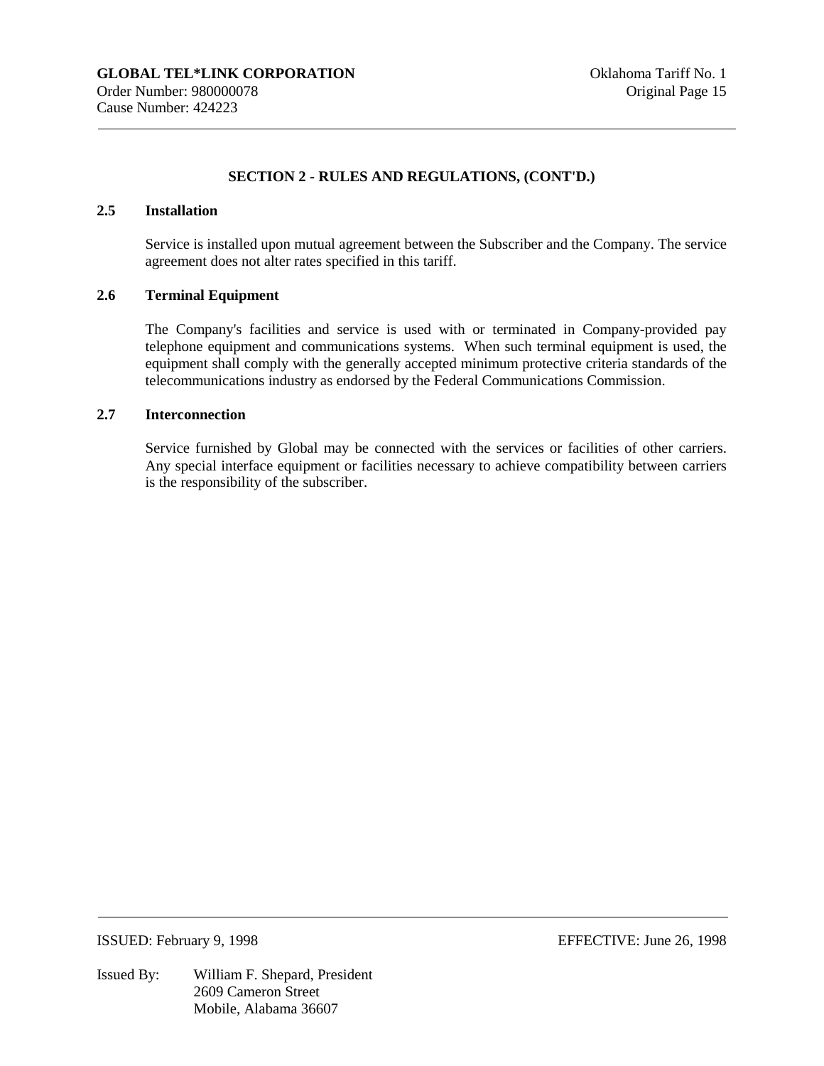## SECTION 2 - RULES AND REGULATIONS, (CONT'D.)

### 2.5 Installation

Service is installed upon mutual agreement between the Subscriber and the Company. The service agreement does not alter rates specified in this tariff.

### 2.6 Terminal Equipment

The Company's facilities and service is used with or terminated in Company-provided pay telephone equipment and communications systems. When such terminal equipment is used, the equipment shall comply with the generally accepted minimum protective criteria standards of the telecommunications industry as endorsed by the Federal Communications Commission.

### 2.7 Interconnection

Service furnished by Global may be connected with the services or facilities of other carriers. Any special interface equipment or facilities necessary to achieve compatibility between carriers is the responsibility of the subscriber.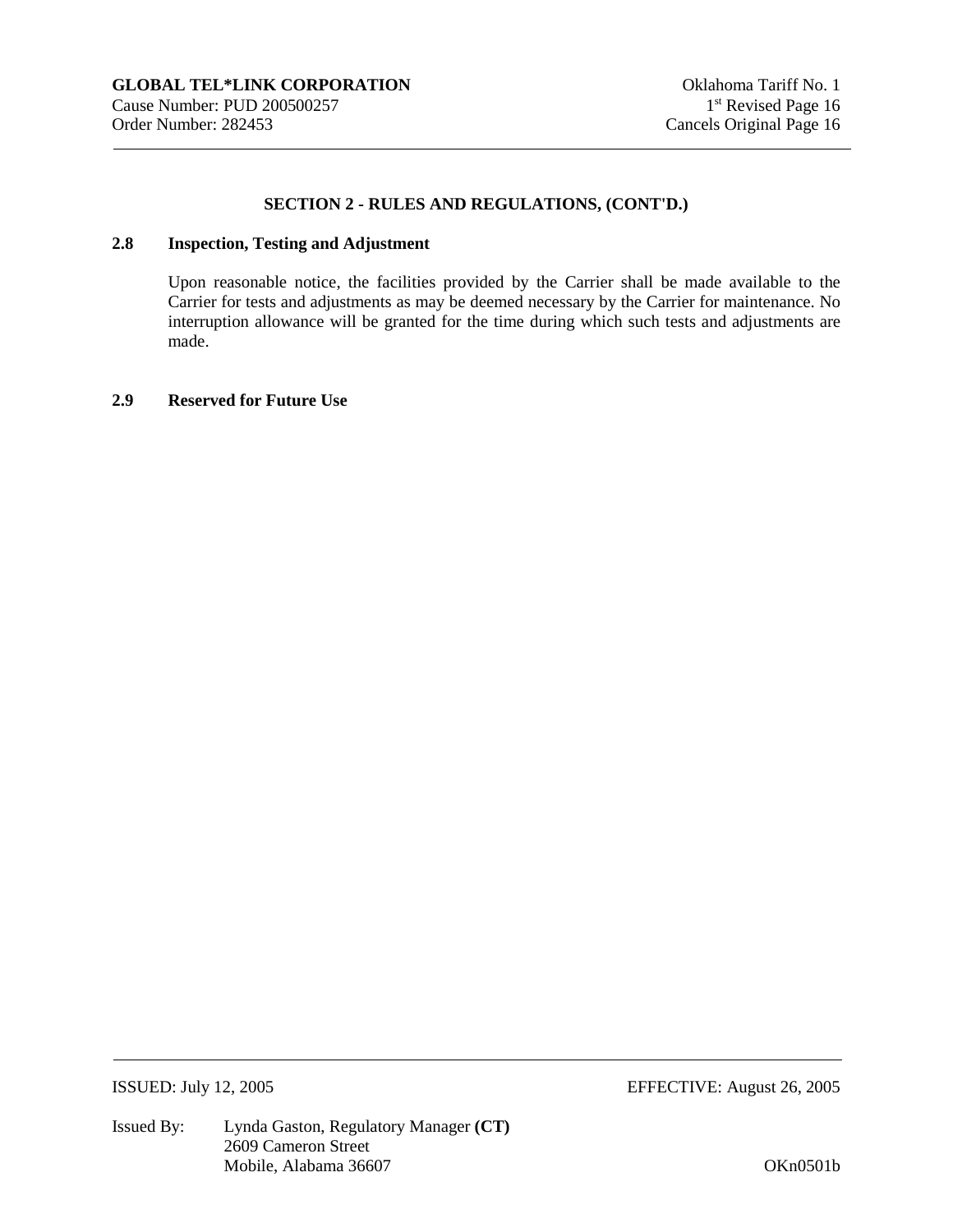## SECTION 2 - RULES AND REGULATIONS, (CONT'D.)

### 2.8 Inspection, Testing and Adjustment

Upon reasonable notice, the facilities provided by the Carrier shall be made available to the Carrier for tests and adjustments as may be deemed necessary by the Carrier for maintenance. No interruption allowance will be granted for the time during which such tests and adjustments are made.

### 2.9 Reserved for Future Use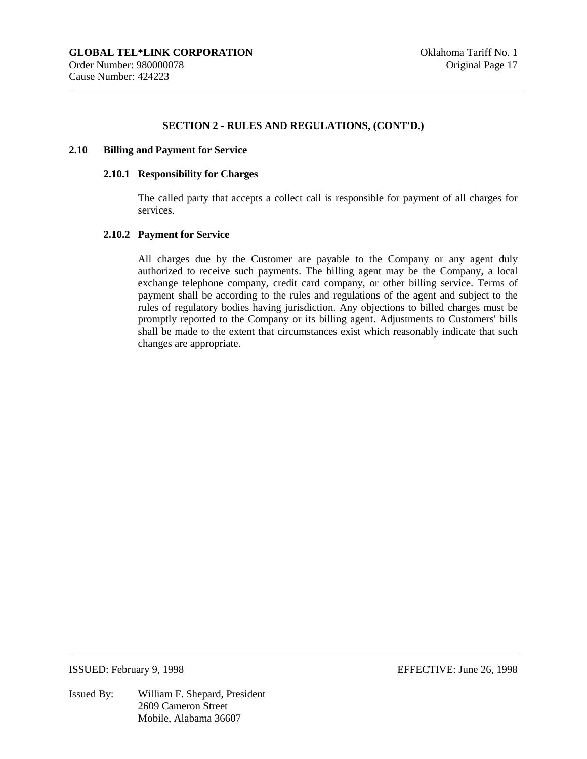## SECTION 2 - RULES AND REGULATIONS, (CONT'D.)

### 2.10 Billing and Payment for Service

#### 2.10.1 Responsibility for Charges

The called party that accepts a collect call is responsible for payment of all charges for services.

#### 2.10.2 Payment for Service

All charges due by the Customer are payable to the Company or any agent duly authorized to receive such payments. The billing agent may be the Company, a local exchange telephone company, credit card company, or other billing service. Terms of payment shall be according to the rules and regulations of the agent and subject to the rules of regulatory bodies having jurisdiction. Any objections to billed charges must be promptly reported to the Company or its billing agent. Adjustments to Customers' bills shall be made to the extent that circumstances exist which reasonably indicate that such changes are appropriate.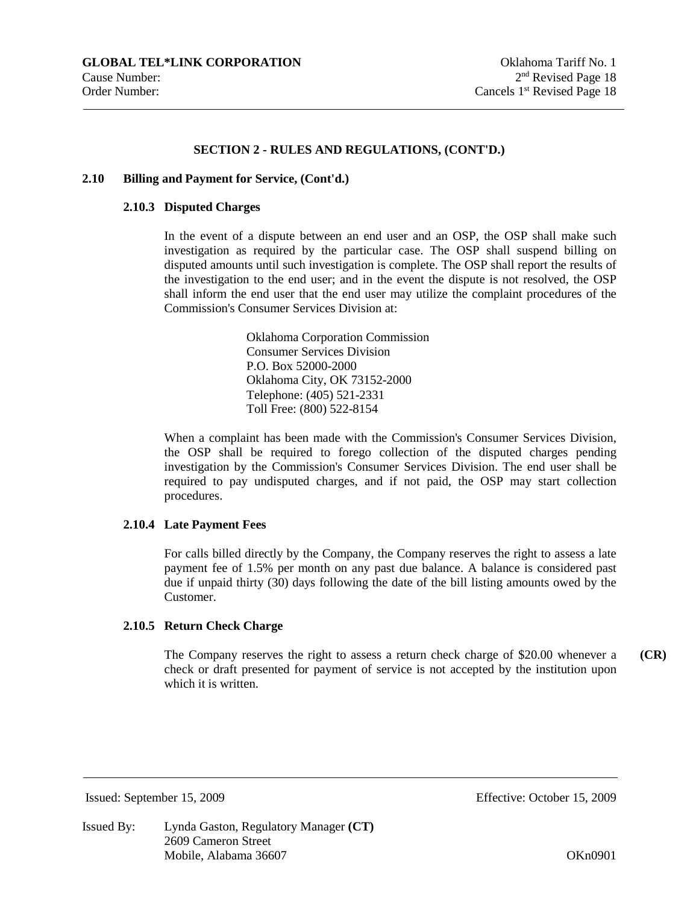## SECTION 2 - RULES AND REGULATIONS, (CONT'D.)

### 2.10 Billing and Payment for Service, (Cont'd.)

#### 2.10.3 Disputed Charges

In the event of a dispute between an end user and an OSP, the OSP shall make such investigation as required by the particular case. The OSP shall suspend billing on disputed amounts until such investigation is complete. The OSP shall report the results of the investigation to the end user; and in the event the dispute is not resolved, the OSP shall inform the end user that the end user may utilize the complaint procedures of the Commission's Consumer Services Division at:

Oklahoma Corporation Commission
Consumer Services Division
P.O. Box 52000-2000
Oklahoma City, OK 73152-2000
Telephone: (405) 521-2331
Toll Free: (800) 522-8154

When a complaint has been made with the Commission's Consumer Services Division, the OSP shall be required to forego collection of the disputed charges pending investigation by the Commission's Consumer Services Division. The end user shall be required to pay undisputed charges, and if not paid, the OSP may start collection procedures.

#### 2.10.4 Late Payment Fees

For calls billed directly by the Company, the Company reserves the right to assess a late payment fee of 1.5% per month on any past due balance. A balance is considered past due if unpaid thirty (30) days following the date of the bill listing amounts owed by the Customer.

#### 2.10.5 Return Check Charge

The Company reserves the right to assess a return check charge of $20.00 whenever a check or draft presented for payment of service is not accepted by the institution upon which it is written. **(CR)**

Issued: September 15, 2009 Effective: October 15, 2009

Issued By: Lynda Gaston, Regulatory Manager **(CT)**
2609 Cameron Street
Mobile, Alabama 36607

OKn0901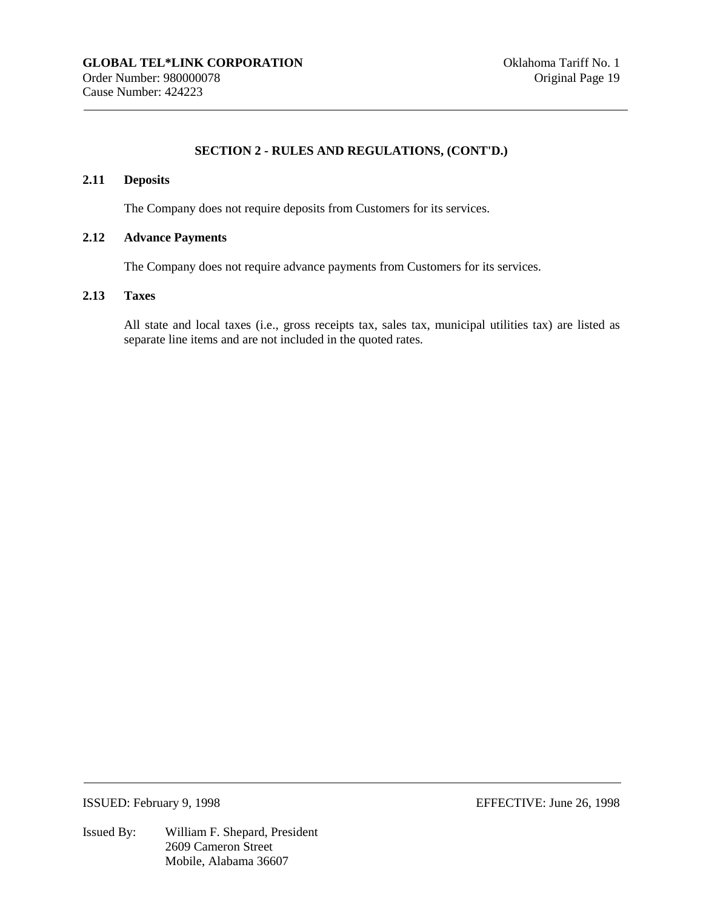## SECTION 2 - RULES AND REGULATIONS, (CONT'D.)

### 2.11 Deposits

The Company does not require deposits from Customers for its services.

### 2.12 Advance Payments

The Company does not require advance payments from Customers for its services.

### 2.13 Taxes

All state and local taxes (i.e., gross receipts tax, sales tax, municipal utilities tax) are listed as separate line items and are not included in the quoted rates.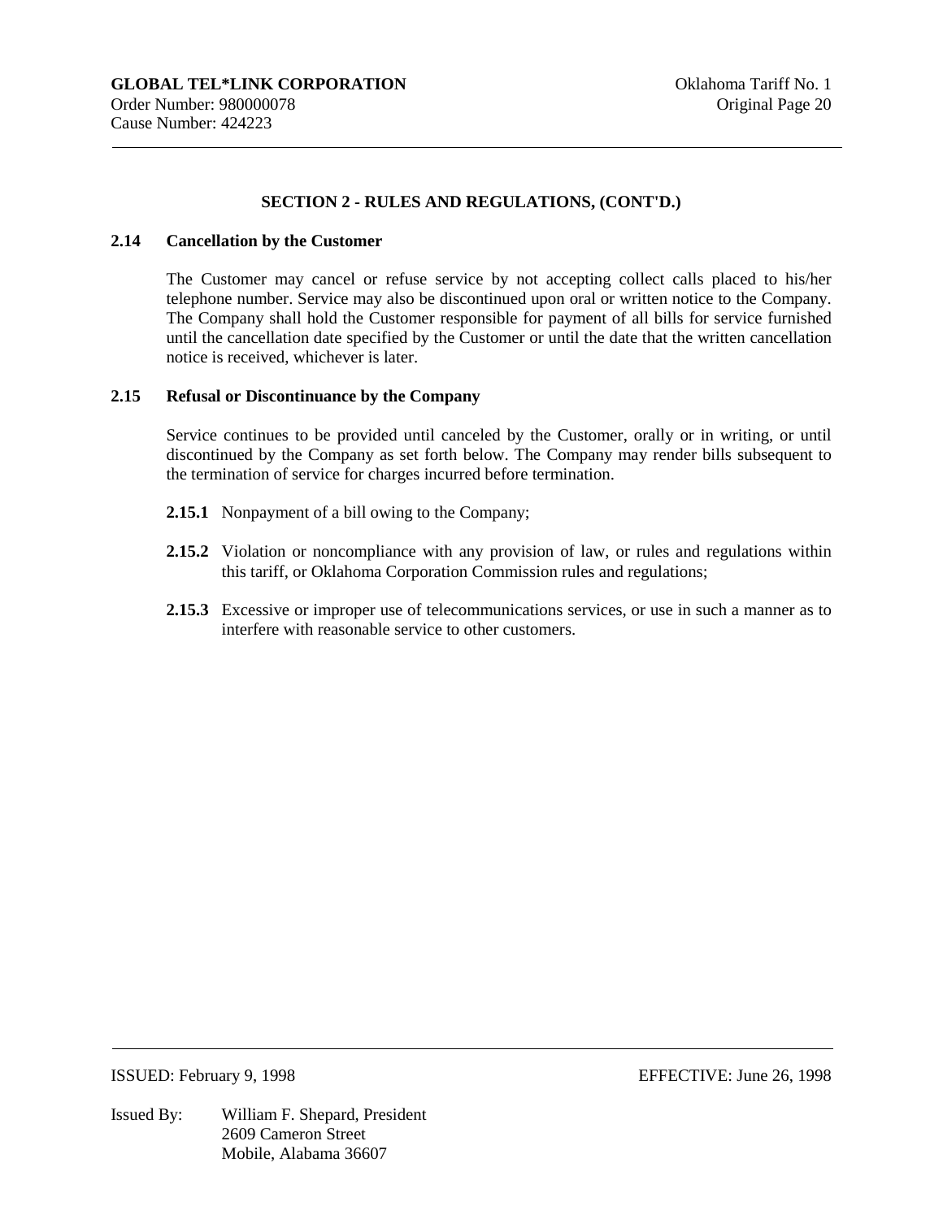## SECTION 2 - RULES AND REGULATIONS, (CONT'D.)

### 2.14 Cancellation by the Customer

The Customer may cancel or refuse service by not accepting collect calls placed to his/her telephone number. Service may also be discontinued upon oral or written notice to the Company. The Company shall hold the Customer responsible for payment of all bills for service furnished until the cancellation date specified by the Customer or until the date that the written cancellation notice is received, whichever is later.

### 2.15 Refusal or Discontinuance by the Company

Service continues to be provided until canceled by the Customer, orally or in writing, or until discontinued by the Company as set forth below. The Company may render bills subsequent to the termination of service for charges incurred before termination.

**2.15.1** Nonpayment of a bill owing to the Company;

**2.15.2** Violation or noncompliance with any provision of law, or rules and regulations within this tariff, or Oklahoma Corporation Commission rules and regulations;

**2.15.3** Excessive or improper use of telecommunications services, or use in such a manner as to interfere with reasonable service to other customers.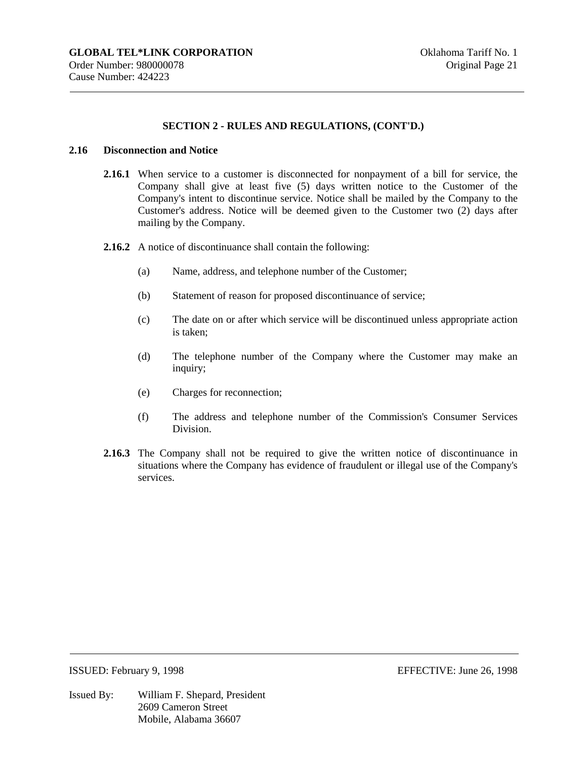## SECTION 2 - RULES AND REGULATIONS, (CONT'D.)

### 2.16 Disconnection and Notice

**2.16.1** When service to a customer is disconnected for nonpayment of a bill for service, the Company shall give at least five (5) days written notice to the Customer of the Company's intent to discontinue service. Notice shall be mailed by the Company to the Customer's address. Notice will be deemed given to the Customer two (2) days after mailing by the Company.

**2.16.2** A notice of discontinuance shall contain the following:

(a) Name, address, and telephone number of the Customer;

(b) Statement of reason for proposed discontinuance of service;

(c) The date on or after which service will be discontinued unless appropriate action is taken;

(d) The telephone number of the Company where the Customer may make an inquiry;

(e) Charges for reconnection;

(f) The address and telephone number of the Commission's Consumer Services Division.

**2.16.3** The Company shall not be required to give the written notice of discontinuance in situations where the Company has evidence of fraudulent or illegal use of the Company's services.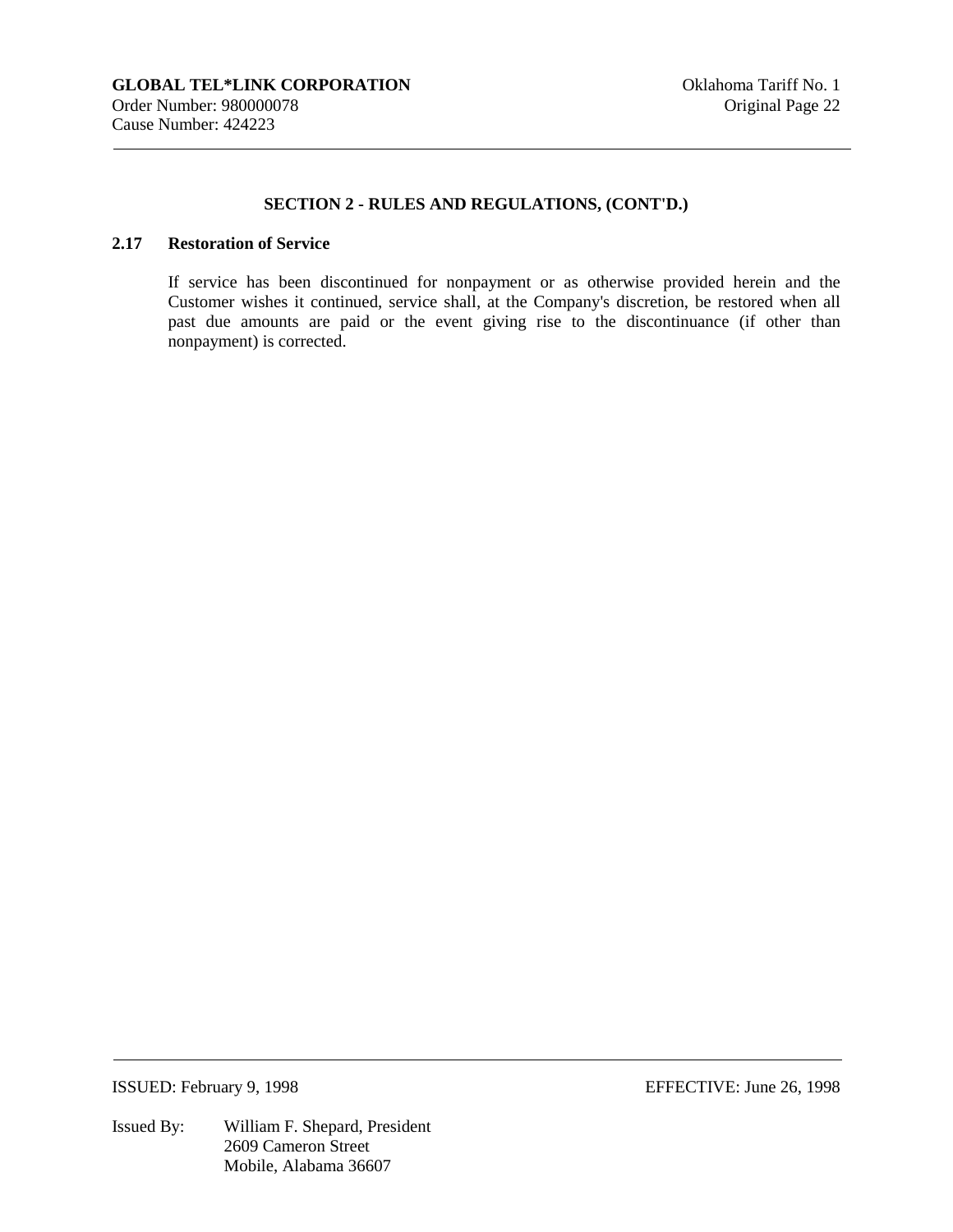## SECTION 2 - RULES AND REGULATIONS, (CONT'D.)

### 2.17 Restoration of Service

If service has been discontinued for nonpayment or as otherwise provided herein and the Customer wishes it continued, service shall, at the Company's discretion, be restored when all past due amounts are paid or the event giving rise to the discontinuance (if other than nonpayment) is corrected.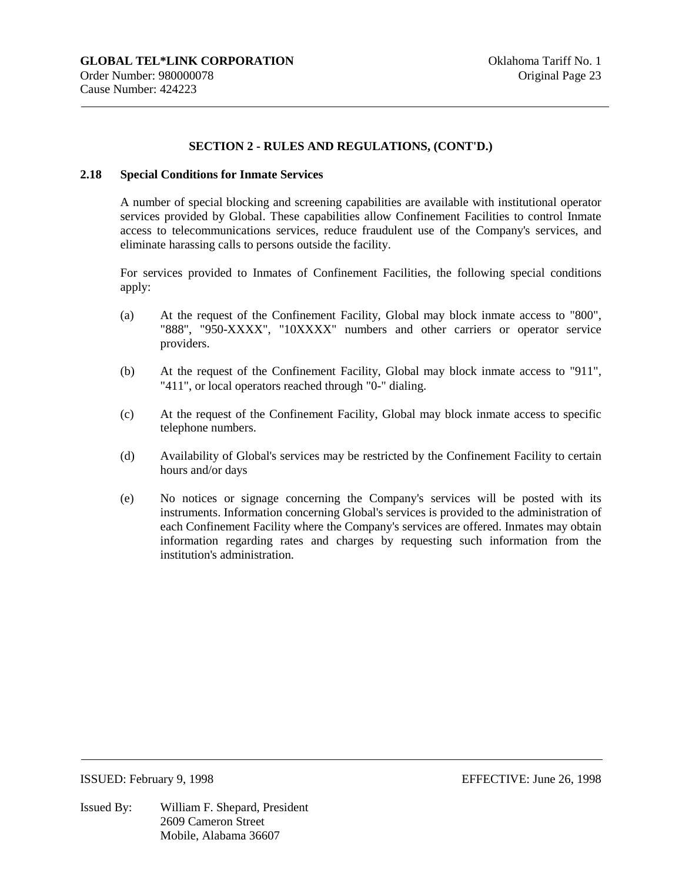## SECTION 2 - RULES AND REGULATIONS, (CONT'D.)

### 2.18 Special Conditions for Inmate Services

A number of special blocking and screening capabilities are available with institutional operator services provided by Global. These capabilities allow Confinement Facilities to control Inmate access to telecommunications services, reduce fraudulent use of the Company's services, and eliminate harassing calls to persons outside the facility.

For services provided to Inmates of Confinement Facilities, the following special conditions apply:

(a) At the request of the Confinement Facility, Global may block inmate access to "800", "888", "950-XXXX", "10XXXX" numbers and other carriers or operator service providers.

(b) At the request of the Confinement Facility, Global may block inmate access to "911", "411", or local operators reached through "0-" dialing.

(c) At the request of the Confinement Facility, Global may block inmate access to specific telephone numbers.

(d) Availability of Global's services may be restricted by the Confinement Facility to certain hours and/or days

(e) No notices or signage concerning the Company's services will be posted with its instruments. Information concerning Global's services is provided to the administration of each Confinement Facility where the Company's services are offered. Inmates may obtain information regarding rates and charges by requesting such information from the institution's administration.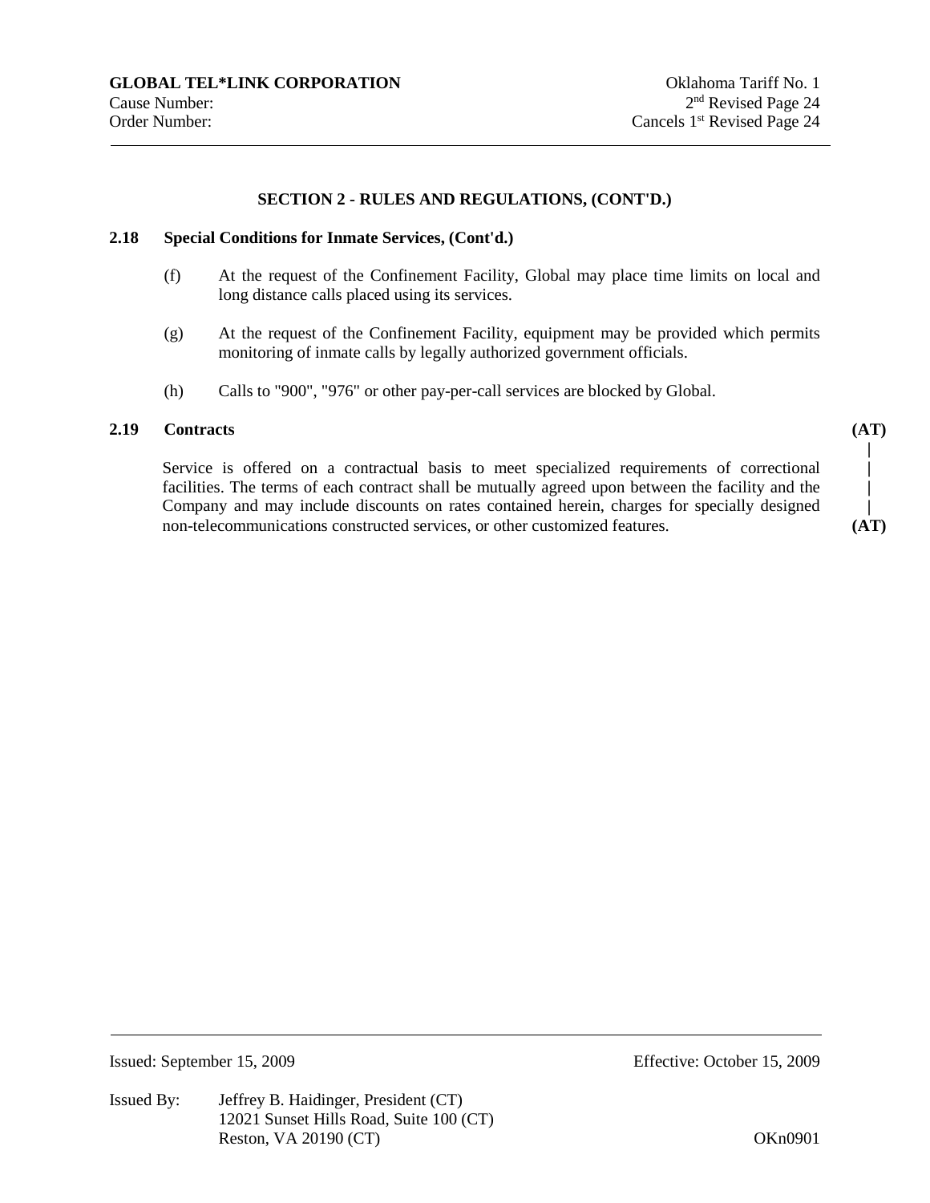## SECTION 2 - RULES AND REGULATIONS, (CONT'D.)

**2.18 Special Conditions for Inmate Services, (Cont'd.)**

(f) At the request of the Confinement Facility, Global may place time limits on local and long distance calls placed using its services.

(g) At the request of the Confinement Facility, equipment may be provided which permits monitoring of inmate calls by legally authorized government officials.

(h) Calls to "900", "976" or other pay-per-call services are blocked by Global.

**2.19 Contracts** **(AT)**

Service is offered on a contractual basis to meet specialized requirements of correctional facilities. The terms of each contract shall be mutually agreed upon between the facility and the Company and may include discounts on rates contained herein, charges for specially designed non-telecommunications constructed services, or other customized features. **(AT)**

Issued: September 15, 2009 Effective: October 15, 2009

Issued By: Jeffrey B. Haidinger, President (CT)
12021 Sunset Hills Road, Suite 100 (CT)
Reston, VA 20190 (CT)

OKn0901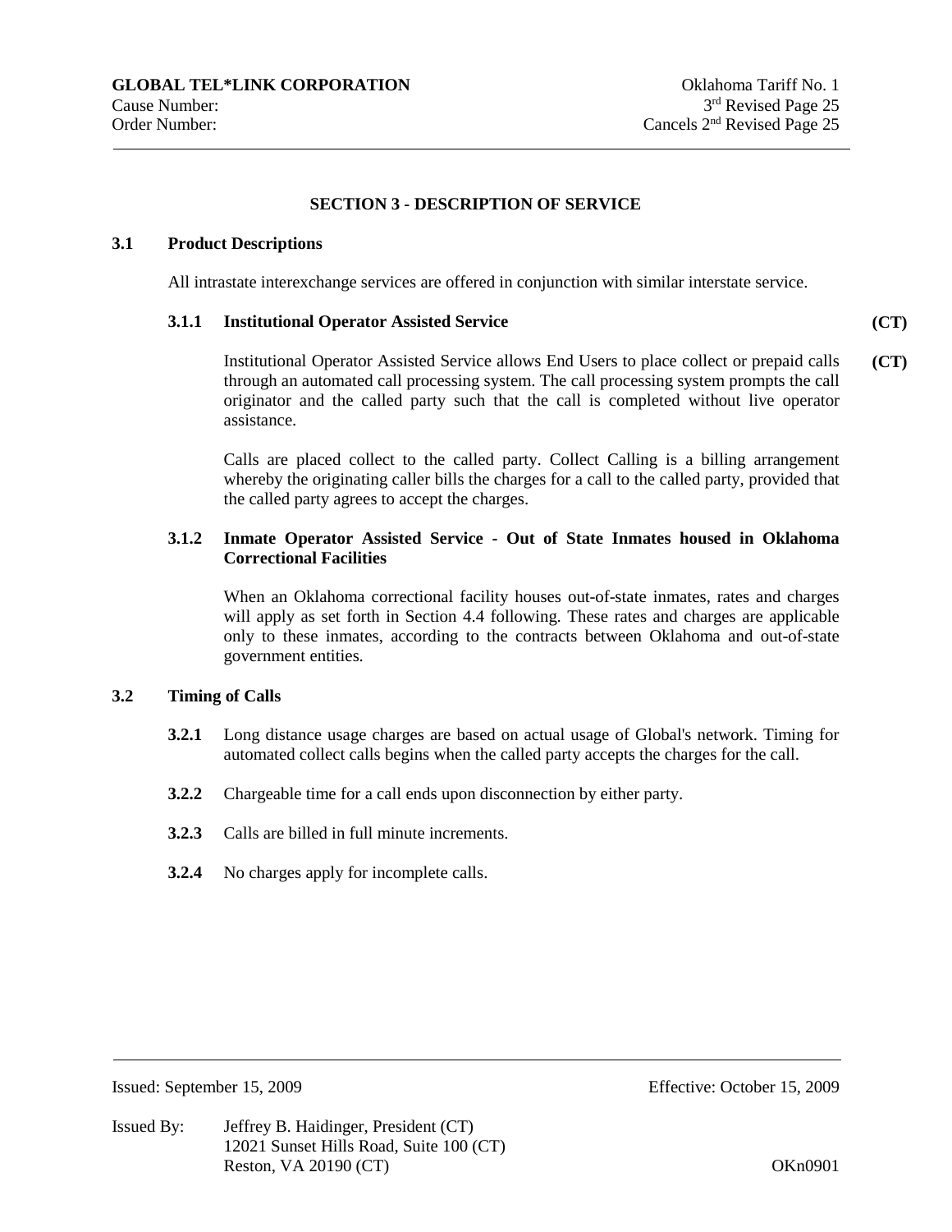## SECTION 3 - DESCRIPTION OF SERVICE

### 3.1 Product Descriptions

All intrastate interexchange services are offered in conjunction with similar interstate service.

#### 3.1.1 Institutional Operator Assisted Service **(CT)**

Institutional Operator Assisted Service allows End Users to place collect or prepaid calls through an automated call processing system. The call processing system prompts the call originator and the called party such that the call is completed without live operator assistance. **(CT)**

Calls are placed collect to the called party. Collect Calling is a billing arrangement whereby the originating caller bills the charges for a call to the called party, provided that the called party agrees to accept the charges.

#### 3.1.2 Inmate Operator Assisted Service - Out of State Inmates housed in Oklahoma Correctional Facilities

When an Oklahoma correctional facility houses out-of-state inmates, rates and charges will apply as set forth in Section 4.4 following. These rates and charges are applicable only to these inmates, according to the contracts between Oklahoma and out-of-state government entities.

### 3.2 Timing of Calls

**3.2.1** Long distance usage charges are based on actual usage of Global's network. Timing for automated collect calls begins when the called party accepts the charges for the call.

**3.2.2** Chargeable time for a call ends upon disconnection by either party.

**3.2.3** Calls are billed in full minute increments.

**3.2.4** No charges apply for incomplete calls.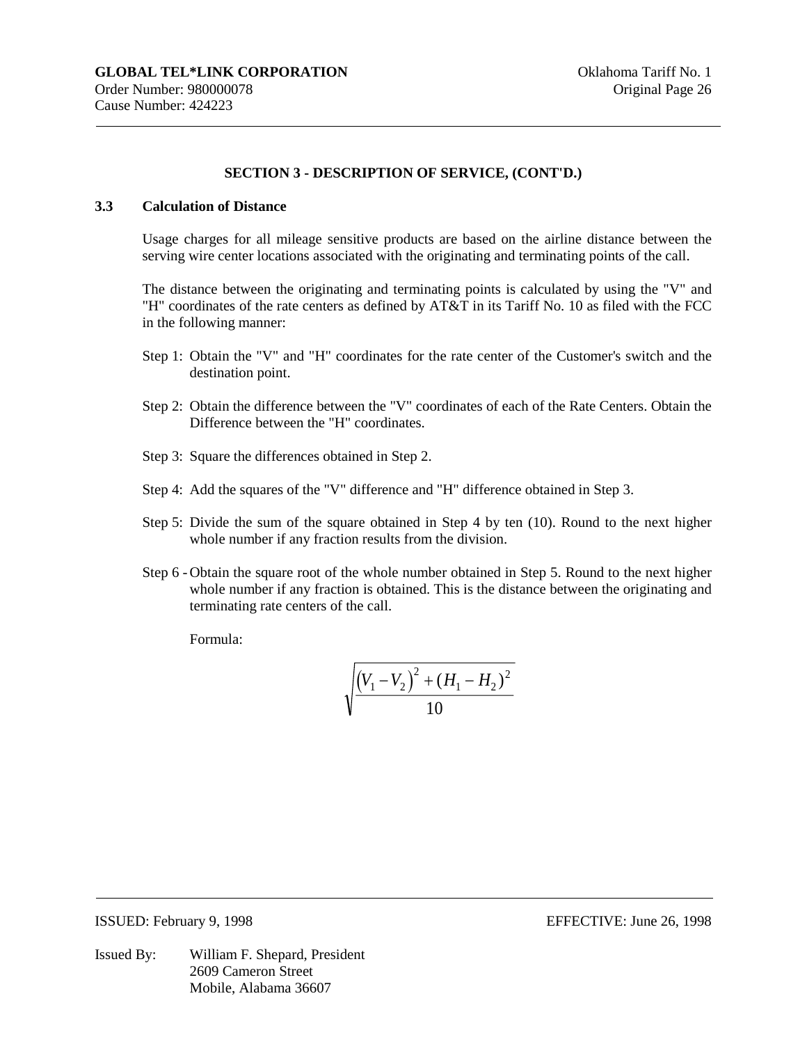## SECTION 3 - DESCRIPTION OF SERVICE, (CONT'D.)

### 3.3 Calculation of Distance

Usage charges for all mileage sensitive products are based on the airline distance between the serving wire center locations associated with the originating and terminating points of the call.

The distance between the originating and terminating points is calculated by using the "V" and "H" coordinates of the rate centers as defined by AT&T in its Tariff No. 10 as filed with the FCC in the following manner:

Step 1: Obtain the "V" and "H" coordinates for the rate center of the Customer's switch and the destination point.

Step 2: Obtain the difference between the "V" coordinates of each of the Rate Centers. Obtain the Difference between the "H" coordinates.

Step 3: Square the differences obtained in Step 2.

Step 4: Add the squares of the "V" difference and "H" difference obtained in Step 3.

Step 5: Divide the sum of the square obtained in Step 4 by ten (10). Round to the next higher whole number if any fraction results from the division.

Step 6 - Obtain the square root of the whole number obtained in Step 5. Round to the next higher whole number if any fraction is obtained. This is the distance between the originating and terminating rate centers of the call.

Formula:

$$\sqrt{\frac{\left(V_1 - V_2\right)^2 + (H_1 - H_2)^2}{10}}$$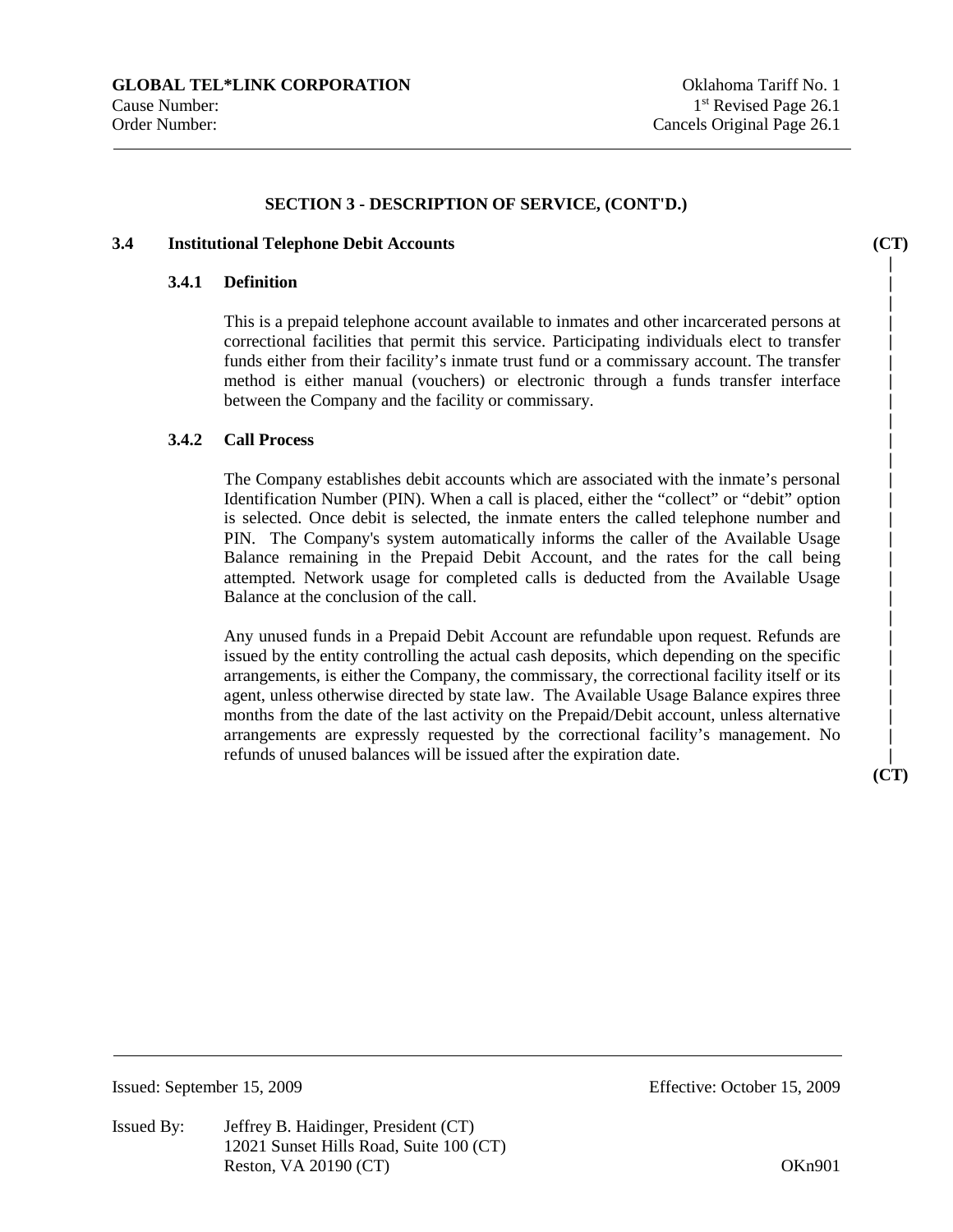## SECTION 3 - DESCRIPTION OF SERVICE, (CONT'D.)

### 3.4 Institutional Telephone Debit Accounts (CT)

#### 3.4.1 Definition

This is a prepaid telephone account available to inmates and other incarcerated persons at correctional facilities that permit this service. Participating individuals elect to transfer funds either from their facility's inmate trust fund or a commissary account. The transfer method is either manual (vouchers) or electronic through a funds transfer interface between the Company and the facility or commissary.

#### 3.4.2 Call Process

The Company establishes debit accounts which are associated with the inmate's personal Identification Number (PIN). When a call is placed, either the "collect" or "debit" option is selected. Once debit is selected, the inmate enters the called telephone number and PIN. The Company's system automatically informs the caller of the Available Usage Balance remaining in the Prepaid Debit Account, and the rates for the call being attempted. Network usage for completed calls is deducted from the Available Usage Balance at the conclusion of the call.

Any unused funds in a Prepaid Debit Account are refundable upon request. Refunds are issued by the entity controlling the actual cash deposits, which depending on the specific arrangements, is either the Company, the commissary, the correctional facility itself or its agent, unless otherwise directed by state law. The Available Usage Balance expires three months from the date of the last activity on the Prepaid/Debit account, unless alternative arrangements are expressly requested by the correctional facility's management. No refunds of unused balances will be issued after the expiration date. (CT)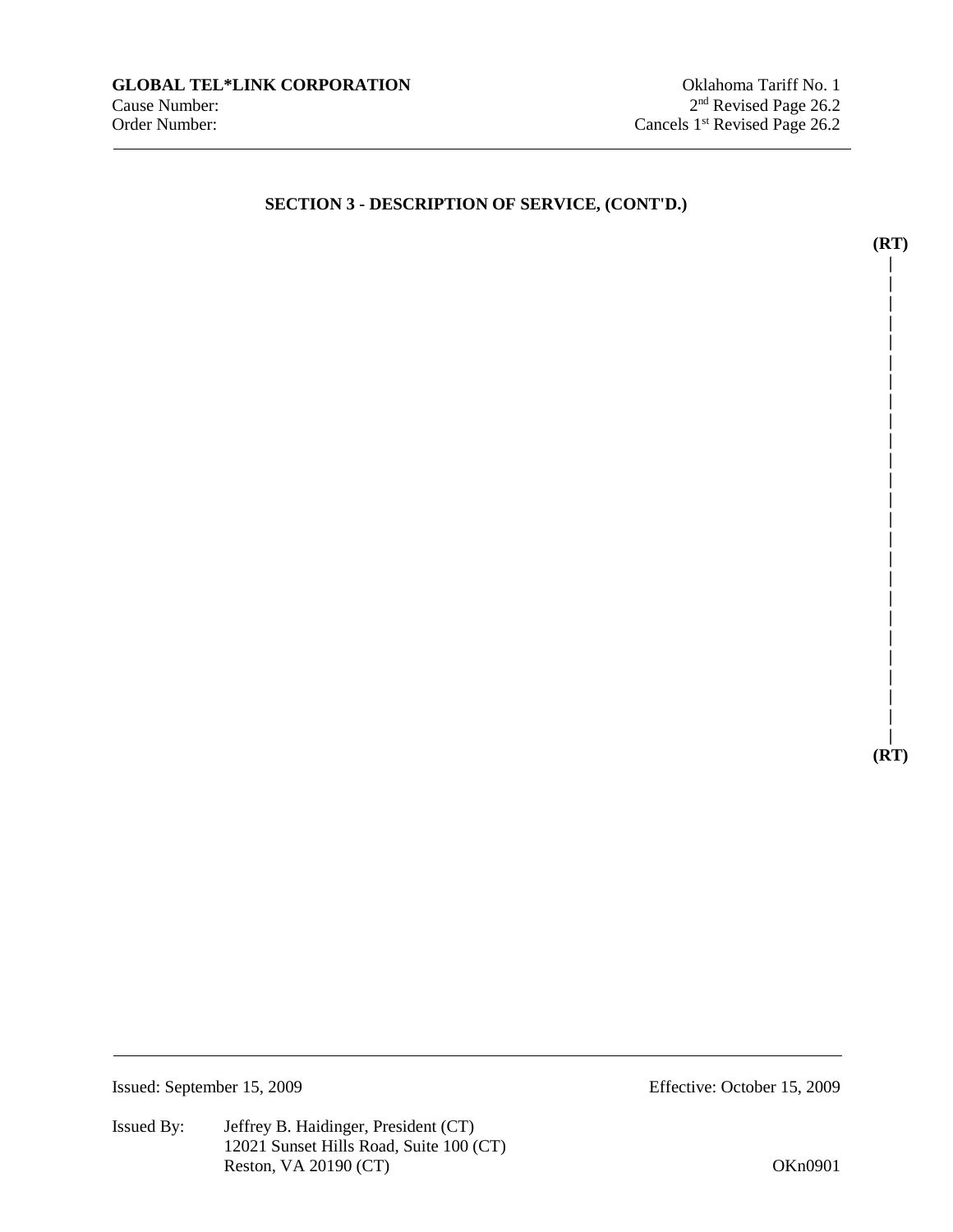**GLOBAL TEL*LINK CORPORATION**
Cause Number:
Order Number:

Oklahoma Tariff No. 1
2nd Revised Page 26.2
Cancels 1st Revised Page 26.2

## SECTION 3 - DESCRIPTION OF SERVICE, (CONT'D.)

**(RT)**

**(RT)**

Issued: September 15, 2009

Effective: October 15, 2009

Issued By: Jeffrey B. Haidinger, President (CT)
12021 Sunset Hills Road, Suite 100 (CT)
Reston, VA 20190 (CT)

OKn0901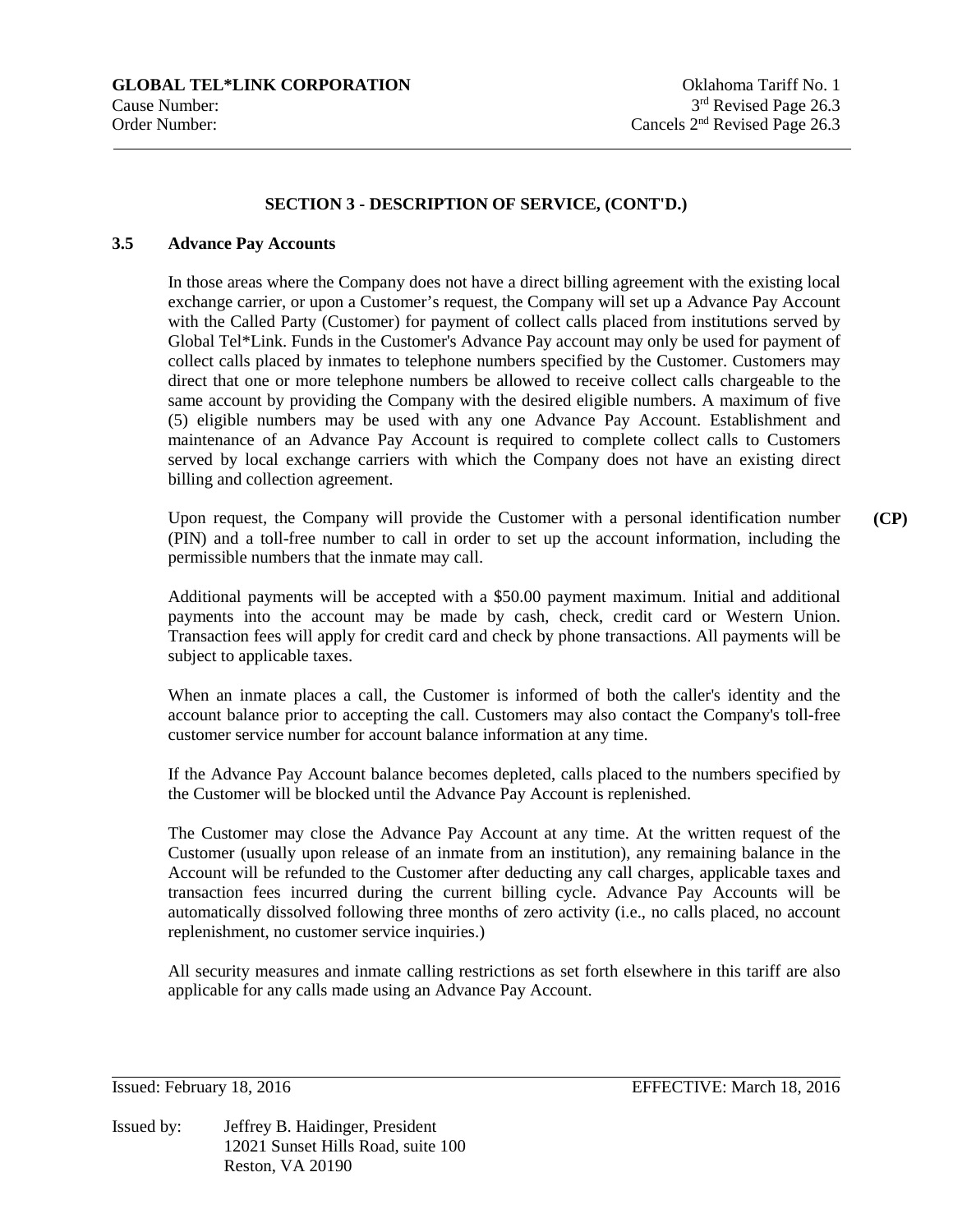## SECTION 3 - DESCRIPTION OF SERVICE, (CONT'D.)

### 3.5 Advance Pay Accounts

In those areas where the Company does not have a direct billing agreement with the existing local exchange carrier, or upon a Customer's request, the Company will set up a Advance Pay Account with the Called Party (Customer) for payment of collect calls placed from institutions served by Global Tel*Link. Funds in the Customer's Advance Pay account may only be used for payment of collect calls placed by inmates to telephone numbers specified by the Customer. Customers may direct that one or more telephone numbers be allowed to receive collect calls chargeable to the same account by providing the Company with the desired eligible numbers. A maximum of five (5) eligible numbers may be used with any one Advance Pay Account. Establishment and maintenance of an Advance Pay Account is required to complete collect calls to Customers served by local exchange carriers with which the Company does not have an existing direct billing and collection agreement.

Upon request, the Company will provide the Customer with a personal identification number (PIN) and a toll-free number to call in order to set up the account information, including the permissible numbers that the inmate may call. **(CP)**

Additional payments will be accepted with a $50.00 payment maximum. Initial and additional payments into the account may be made by cash, check, credit card or Western Union. Transaction fees will apply for credit card and check by phone transactions. All payments will be subject to applicable taxes.

When an inmate places a call, the Customer is informed of both the caller's identity and the account balance prior to accepting the call. Customers may also contact the Company's toll-free customer service number for account balance information at any time.

If the Advance Pay Account balance becomes depleted, calls placed to the numbers specified by the Customer will be blocked until the Advance Pay Account is replenished.

The Customer may close the Advance Pay Account at any time. At the written request of the Customer (usually upon release of an inmate from an institution), any remaining balance in the Account will be refunded to the Customer after deducting any call charges, applicable taxes and transaction fees incurred during the current billing cycle. Advance Pay Accounts will be automatically dissolved following three months of zero activity (i.e., no calls placed, no account replenishment, no customer service inquiries.)

All security measures and inmate calling restrictions as set forth elsewhere in this tariff are also applicable for any calls made using an Advance Pay Account.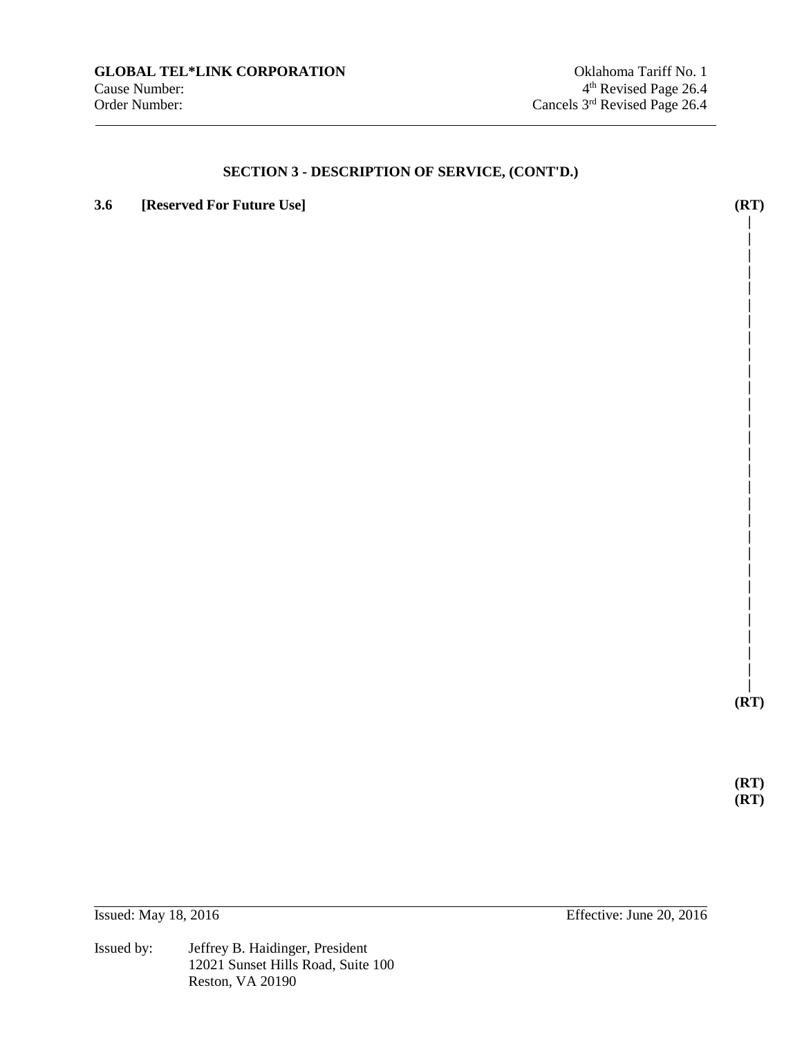**GLOBAL TEL*LINK CORPORATION**
Cause Number:
Order Number:

Oklahoma Tariff No. 1
4th Revised Page 26.4
Cancels 3rd Revised Page 26.4

## SECTION 3 - DESCRIPTION OF SERVICE, (CONT'D.)

**3.6 [Reserved For Future Use]** **(RT)**

**(RT)**

**(RT)**
**(RT)**

Issued: May 18, 2016 Effective: June 20, 2016

Issued by: Jeffrey B. Haidinger, President
12021 Sunset Hills Road, Suite 100
Reston, VA 20190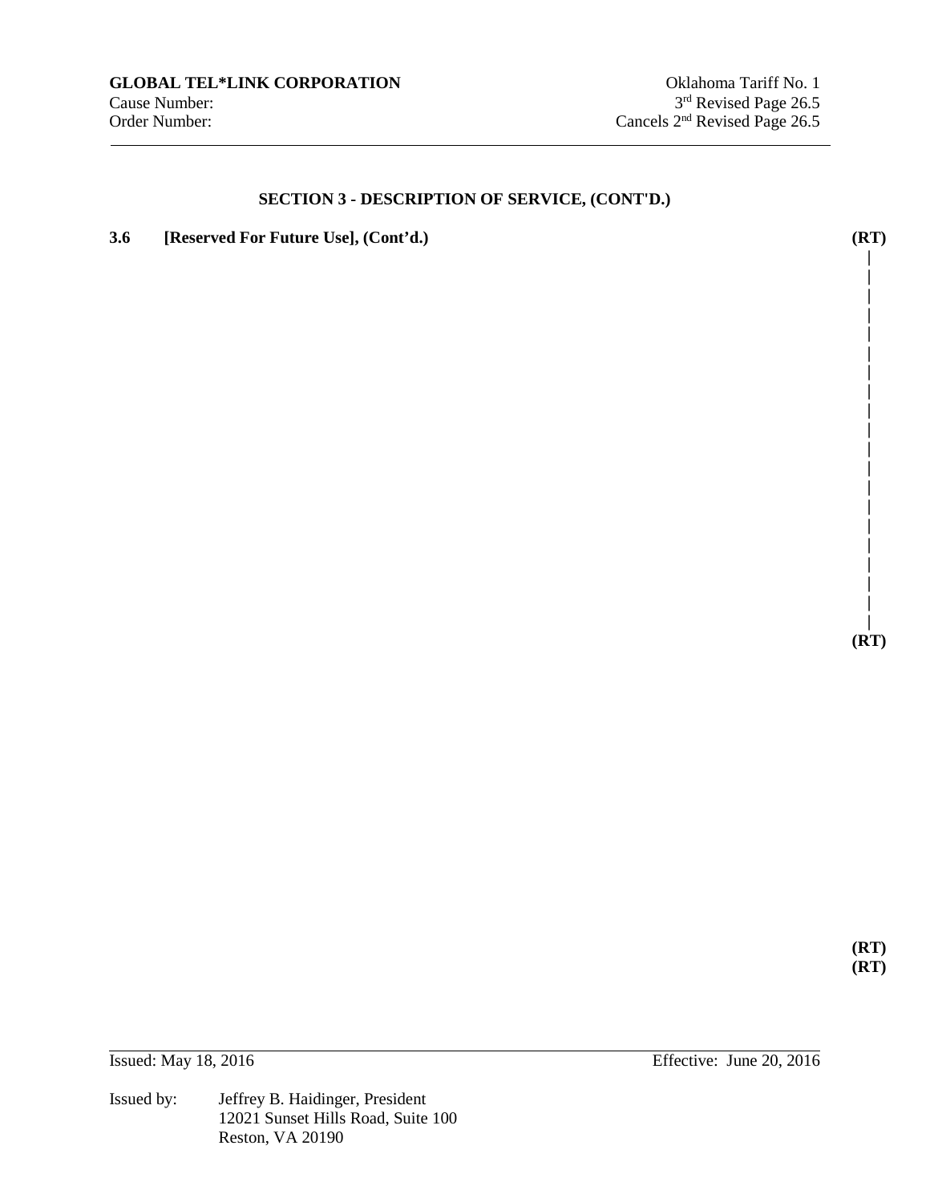## SECTION 3 - DESCRIPTION OF SERVICE, (CONT'D.)

**3.6 [Reserved For Future Use], (Cont'd.)** **(RT)**

**(RT)**

**(RT)**
**(RT)**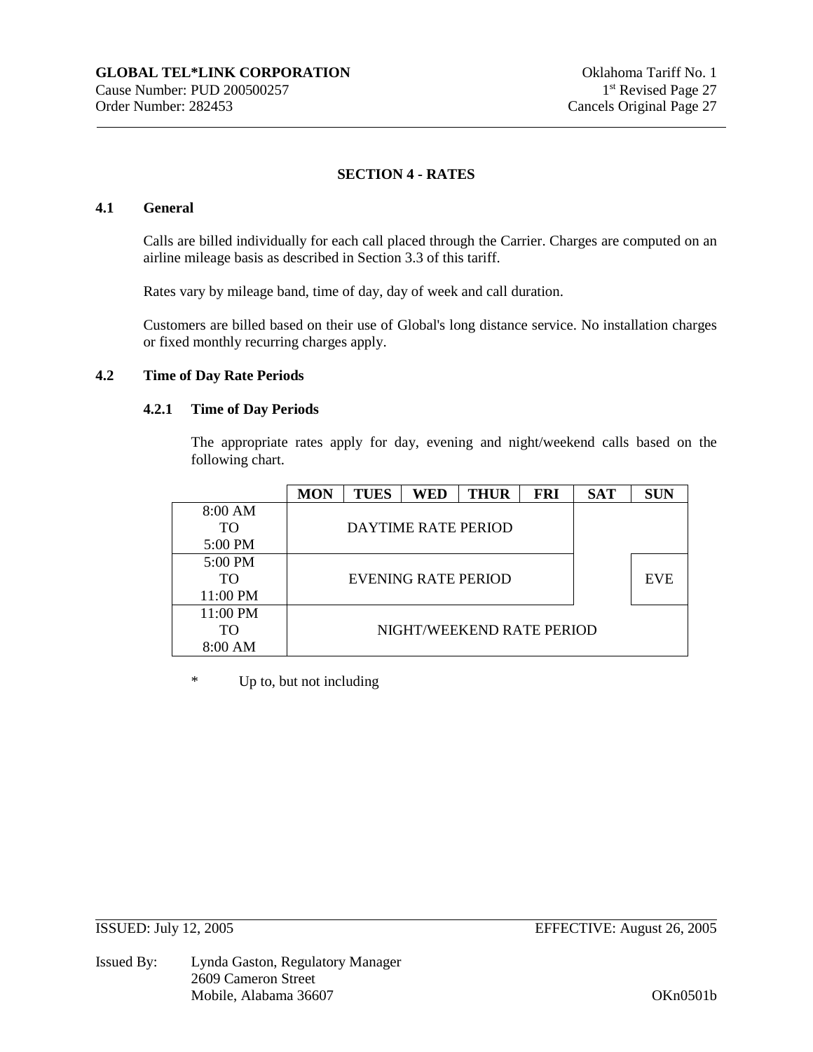## SECTION 4 - RATES

### 4.1 General

Calls are billed individually for each call placed through the Carrier. Charges are computed on an airline mileage basis as described in Section 3.3 of this tariff.

Rates vary by mileage band, time of day, day of week and call duration.

Customers are billed based on their use of Global's long distance service. No installation charges or fixed monthly recurring charges apply.

### 4.2 Time of Day Rate Periods

#### 4.2.1 Time of Day Periods

The appropriate rates apply for day, evening and night/weekend calls based on the following chart.

| | MON | TUES | WED | THUR | FRI | SAT | SUN |
|---|---|---|---|---|---|---|---|
| 8:00 AM TO 5:00 PM | DAYTIME RATE PERIOD | | | | | | |
| 5:00 PM TO 11:00 PM | EVENING RATE PERIOD | | | | | | EVE |
| 11:00 PM TO 8:00 AM | NIGHT/WEEKEND RATE PERIOD | | | | | | |

\* Up to, but not including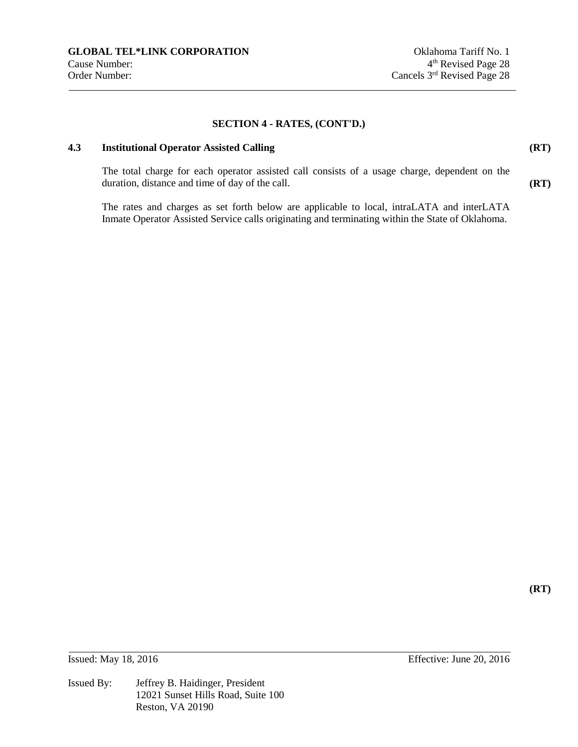**SECTION 4 - RATES, (CONT'D.)**

**4.3 Institutional Operator Assisted Calling** **(RT)**

The total charge for each operator assisted call consists of a usage charge, dependent on the duration, distance and time of day of the call. **(RT)**

The rates and charges as set forth below are applicable to local, intraLATA and interLATA Inmate Operator Assisted Service calls originating and terminating within the State of Oklahoma.

**(RT)**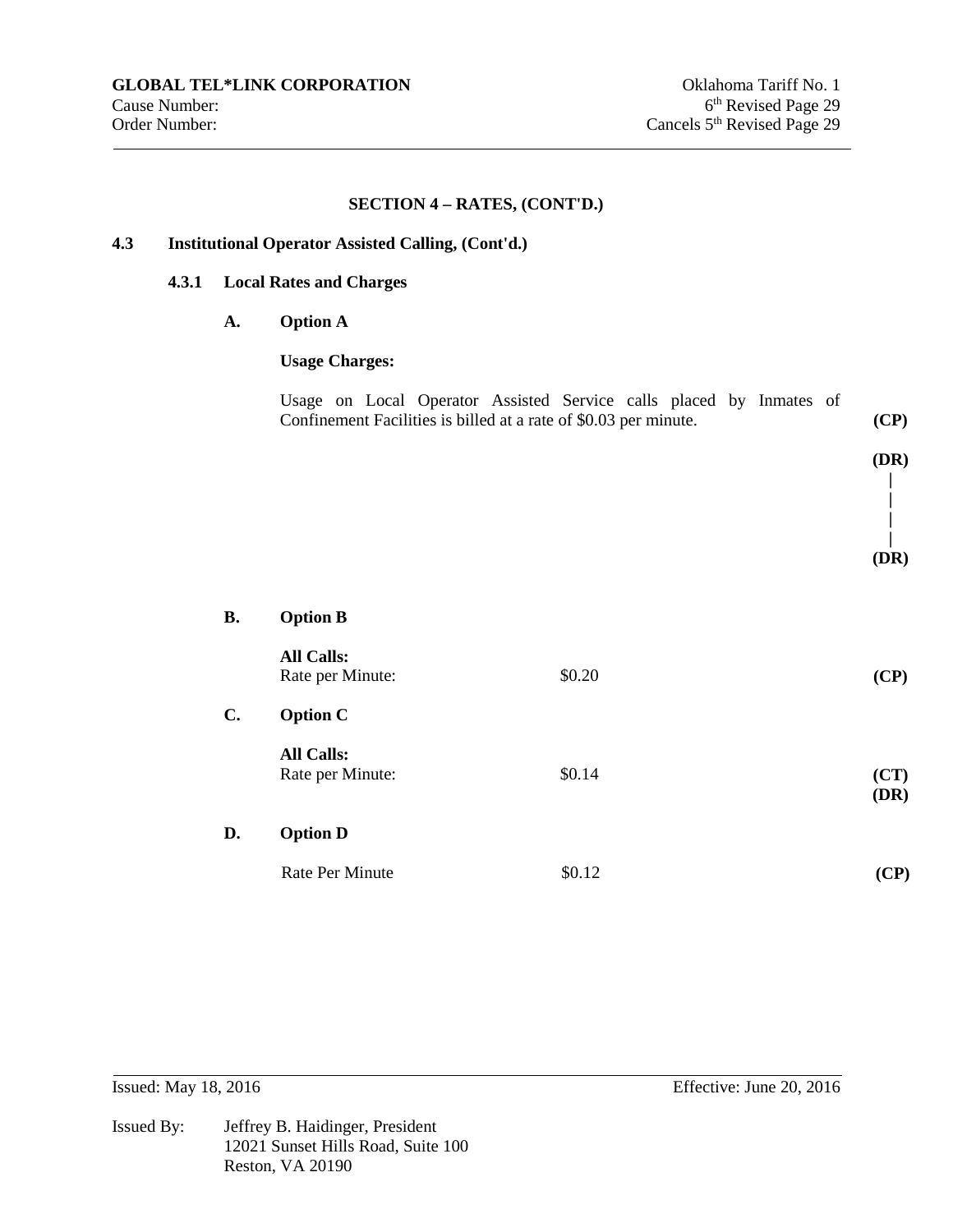**GLOBAL TEL*LINK CORPORATION**
Cause Number:
Order Number:

Oklahoma Tariff No. 1
6th Revised Page 29
Cancels 5th Revised Page 29

## SECTION 4 – RATES, (CONT'D.)

### 4.3 Institutional Operator Assisted Calling, (Cont'd.)

#### 4.3.1 Local Rates and Charges

**A. Option A**

**Usage Charges:**

Usage on Local Operator Assisted Service calls placed by Inmates of Confinement Facilities is billed at a rate of $0.03 per minute. **(CP)**

**(DR)**
|
|
|
|
**(DR)**

**B. Option B**

| **All Calls:** | | |
|---|---|---|
| Rate per Minute: | $0.20 | **(CP)** |

**C. Option C**

| **All Calls:** | | |
|---|---|---|
| Rate per Minute: | $0.14 | **(CT)** **(DR)** |

**D. Option D**

| | | |
|---|---|---|
| Rate Per Minute | $0.12 | **(CP)** |

Issued: May 18, 2016 Effective: June 20, 2016

Issued By: Jeffrey B. Haidinger, President
12021 Sunset Hills Road, Suite 100
Reston, VA 20190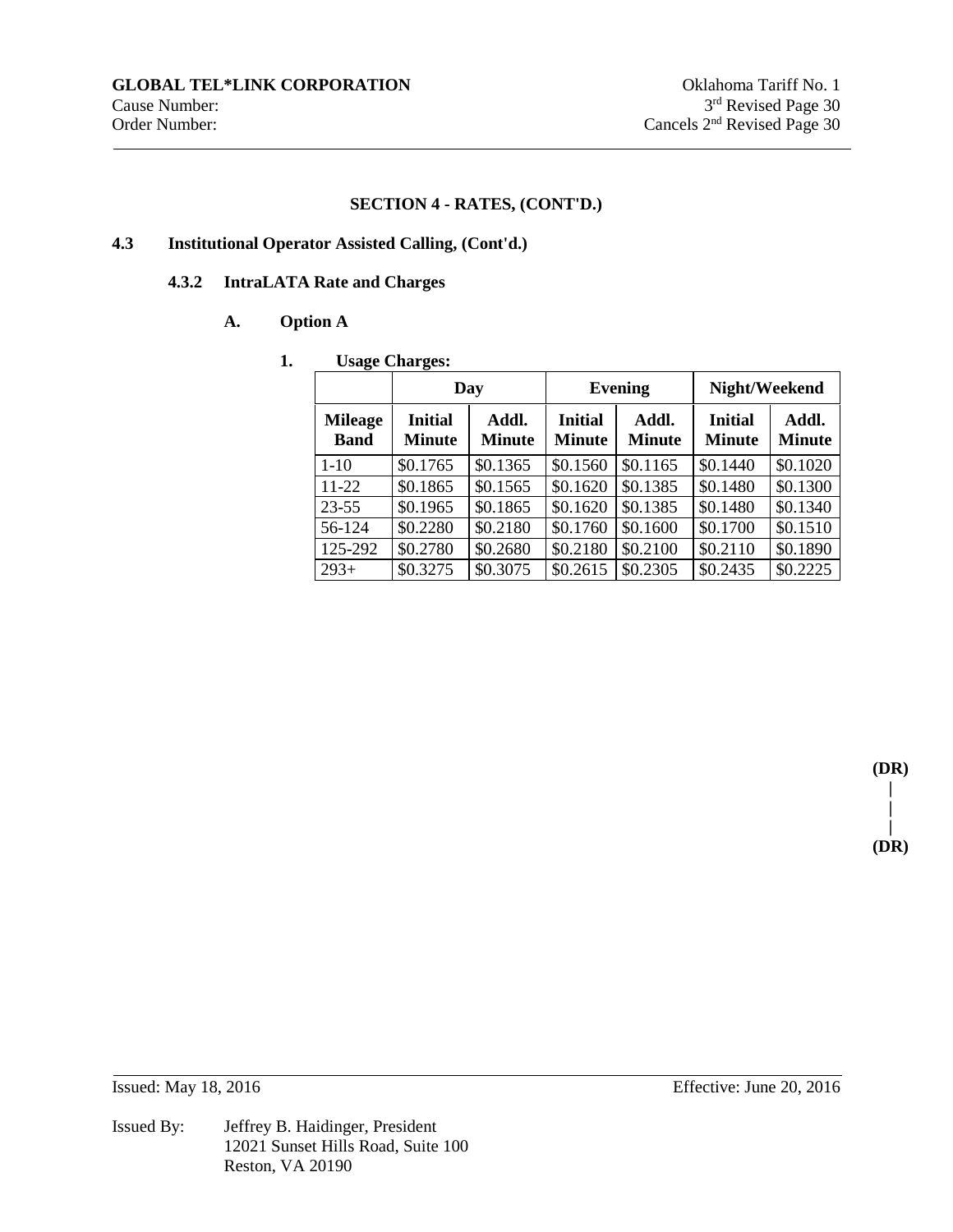GLOBAL TEL*LINK CORPORATION — Oklahoma Tariff No. 1
Cause Number: — 3rd Revised Page 30
Order Number: — Cancels 2nd Revised Page 30

## SECTION 4 - RATES, (CONT'D.)

### 4.3 Institutional Operator Assisted Calling, (Cont'd.)

#### 4.3.2 IntraLATA Rate and Charges

**A. Option A**

**1. Usage Charges:**

| | Day | | Evening | | Night/Weekend | |
|---|---|---|---|---|---|---|
| **Mileage Band** | **Initial Minute** | **Addl. Minute** | **Initial Minute** | **Addl. Minute** | **Initial Minute** | **Addl. Minute** |
| 1-10 | $0.1765 | $0.1365 | $0.1560 | $0.1165 | $0.1440 | $0.1020 |
| 11-22 | $0.1865 | $0.1565 | $0.1620 | $0.1385 | $0.1480 | $0.1300 |
| 23-55 | $0.1965 | $0.1865 | $0.1620 | $0.1385 | $0.1480 | $0.1340 |
| 56-124 | $0.2280 | $0.2180 | $0.1760 | $0.1600 | $0.1700 | $0.1510 |
| 125-292 | $0.2780 | $0.2680 | $0.2180 | $0.2100 | $0.2110 | $0.1890 |
| 293+ | $0.3275 | $0.3075 | $0.2615 | $0.2305 | $0.2435 | $0.2225 |

(DR)
|
|
|
(DR)

Issued: May 18, 2016 — Effective: June 20, 2016

Issued By: Jeffrey B. Haidinger, President
12021 Sunset Hills Road, Suite 100
Reston, VA 20190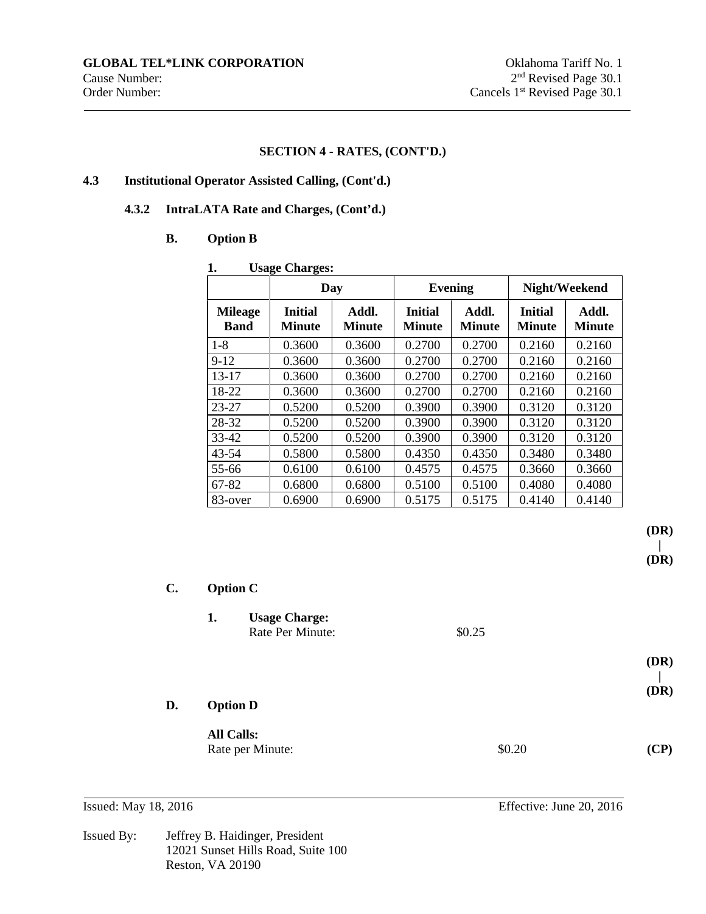**GLOBAL TEL*LINK CORPORATION**
Cause Number:
Order Number:

Oklahoma Tariff No. 1
2nd Revised Page 30.1
Cancels 1st Revised Page 30.1

## SECTION 4 - RATES, (CONT'D.)

### 4.3 Institutional Operator Assisted Calling, (Cont'd.)

#### 4.3.2 IntraLATA Rate and Charges, (Cont'd.)

**B. Option B**

**1. Usage Charges:**

| | Day | | Evening | | Night/Weekend | |
|---|---|---|---|---|---|---|
| **Mileage Band** | **Initial Minute** | **Addl. Minute** | **Initial Minute** | **Addl. Minute** | **Initial Minute** | **Addl. Minute** |
| 1-8 | 0.3600 | 0.3600 | 0.2700 | 0.2700 | 0.2160 | 0.2160 |
| 9-12 | 0.3600 | 0.3600 | 0.2700 | 0.2700 | 0.2160 | 0.2160 |
| 13-17 | 0.3600 | 0.3600 | 0.2700 | 0.2700 | 0.2160 | 0.2160 |
| 18-22 | 0.3600 | 0.3600 | 0.2700 | 0.2700 | 0.2160 | 0.2160 |
| 23-27 | 0.5200 | 0.5200 | 0.3900 | 0.3900 | 0.3120 | 0.3120 |
| 28-32 | 0.5200 | 0.5200 | 0.3900 | 0.3900 | 0.3120 | 0.3120 |
| 33-42 | 0.5200 | 0.5200 | 0.3900 | 0.3900 | 0.3120 | 0.3120 |
| 43-54 | 0.5800 | 0.5800 | 0.4350 | 0.4350 | 0.3480 | 0.3480 |
| 55-66 | 0.6100 | 0.6100 | 0.4575 | 0.4575 | 0.3660 | 0.3660 |
| 67-82 | 0.6800 | 0.6800 | 0.5100 | 0.5100 | 0.4080 | 0.4080 |
| 83-over | 0.6900 | 0.6900 | 0.5175 | 0.5175 | 0.4140 | 0.4140 |

**(DR)**
|
**(DR)**

**C. Option C**

**1. Usage Charge:**
Rate Per Minute: $0.25

**(DR)**
|
**(DR)**

**D. Option D**

**All Calls:**
Rate per Minute: $0.20 **(CP)**

Issued: May 18, 2016 Effective: June 20, 2016

Issued By: Jeffrey B. Haidinger, President
12021 Sunset Hills Road, Suite 100
Reston, VA 20190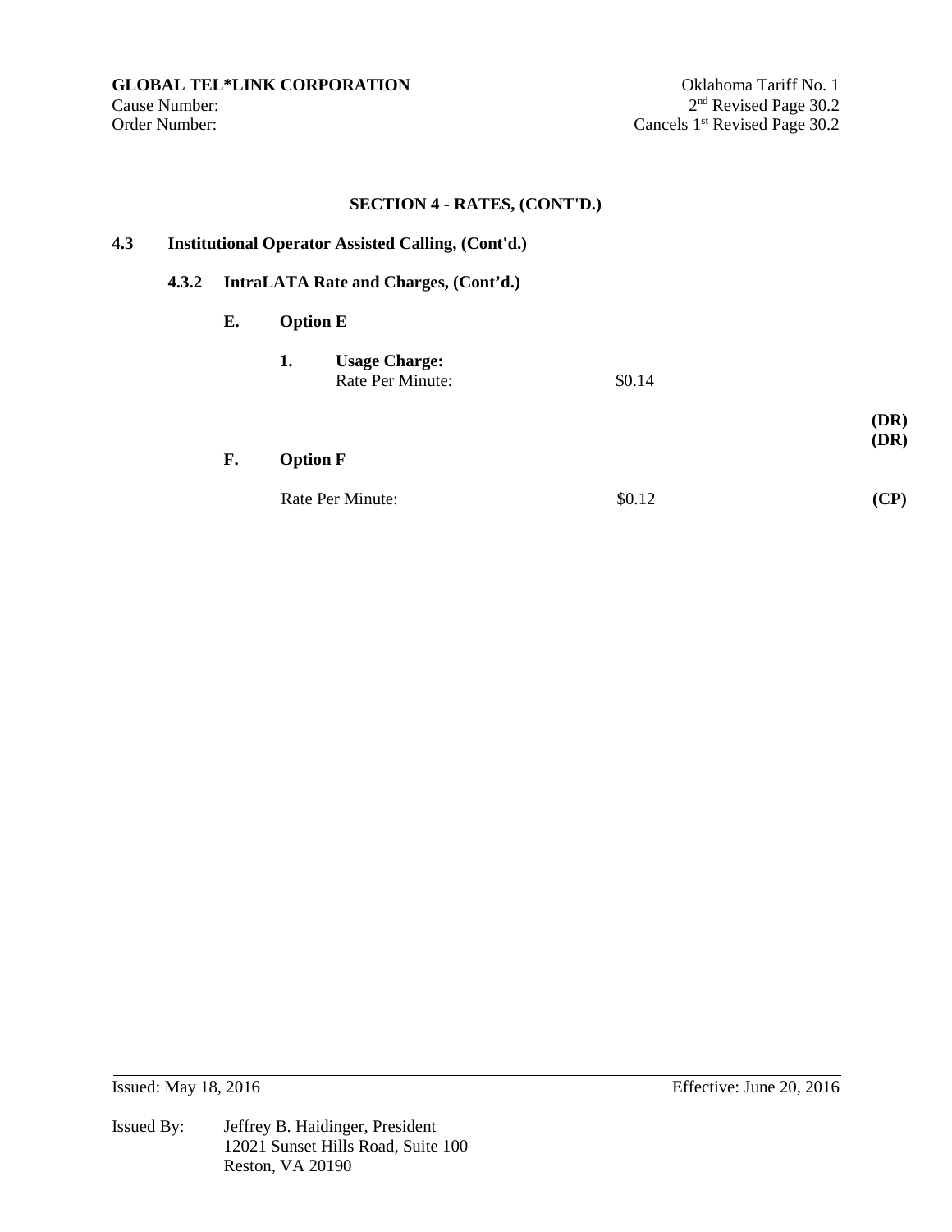**GLOBAL TEL*LINK CORPORATION**
Cause Number:
Order Number:

Oklahoma Tariff No. 1
2nd Revised Page 30.2
Cancels 1st Revised Page 30.2

## SECTION 4 - RATES, (CONT'D.)

**4.3 Institutional Operator Assisted Calling, (Cont'd.)**

**4.3.2 IntraLATA Rate and Charges, (Cont'd.)**

**E. Option E**

**1. Usage Charge:**
Rate Per Minute: $0.14

**(DR)**
**(DR)**

**F. Option F**

Rate Per Minute: $0.12 **(CP)**

Issued: May 18, 2016 Effective: June 20, 2016

Issued By: Jeffrey B. Haidinger, President
12021 Sunset Hills Road, Suite 100
Reston, VA 20190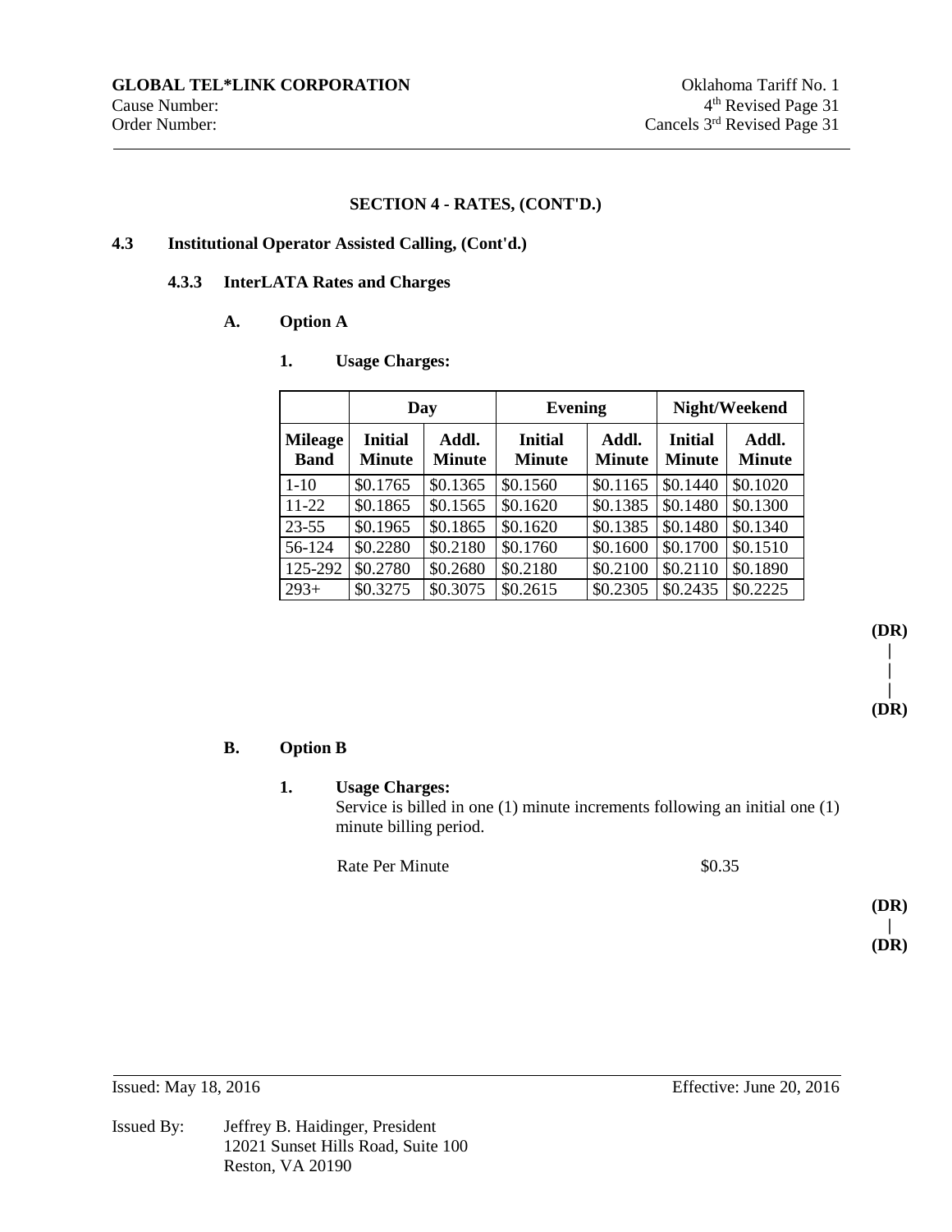**GLOBAL TEL*LINK CORPORATION** Oklahoma Tariff No. 1
Cause Number: 4th Revised Page 31
Order Number: Cancels 3rd Revised Page 31

**SECTION 4 - RATES, (CONT'D.)**

**4.3 Institutional Operator Assisted Calling, (Cont'd.)**

**4.3.3 InterLATA Rates and Charges**

**A. Option A**

**1. Usage Charges:**

| | Day | | Evening | | Night/Weekend | |
|---|---|---|---|---|---|---|
| **Mileage Band** | **Initial Minute** | **Addl. Minute** | **Initial Minute** | **Addl. Minute** | **Initial Minute** | **Addl. Minute** |
| 1-10 | $0.1765 | $0.1365 | $0.1560 | $0.1165 | $0.1440 | $0.1020 |
| 11-22 | $0.1865 | $0.1565 | $0.1620 | $0.1385 | $0.1480 | $0.1300 |
| 23-55 | $0.1965 | $0.1865 | $0.1620 | $0.1385 | $0.1480 | $0.1340 |
| 56-124 | $0.2280 | $0.2180 | $0.1760 | $0.1600 | $0.1700 | $0.1510 |
| 125-292 | $0.2780 | $0.2680 | $0.2180 | $0.2100 | $0.2110 | $0.1890 |
| 293+ | $0.3275 | $0.3075 | $0.2615 | $0.2305 | $0.2435 | $0.2225 |

(DR)
|
|
|
(DR)

**B. Option B**

**1. Usage Charges:**
Service is billed in one (1) minute increments following an initial one (1) minute billing period.

Rate Per Minute $0.35

(DR)
|
(DR)

Issued: May 18, 2016 Effective: June 20, 2016

Issued By: Jeffrey B. Haidinger, President
12021 Sunset Hills Road, Suite 100
Reston, VA 20190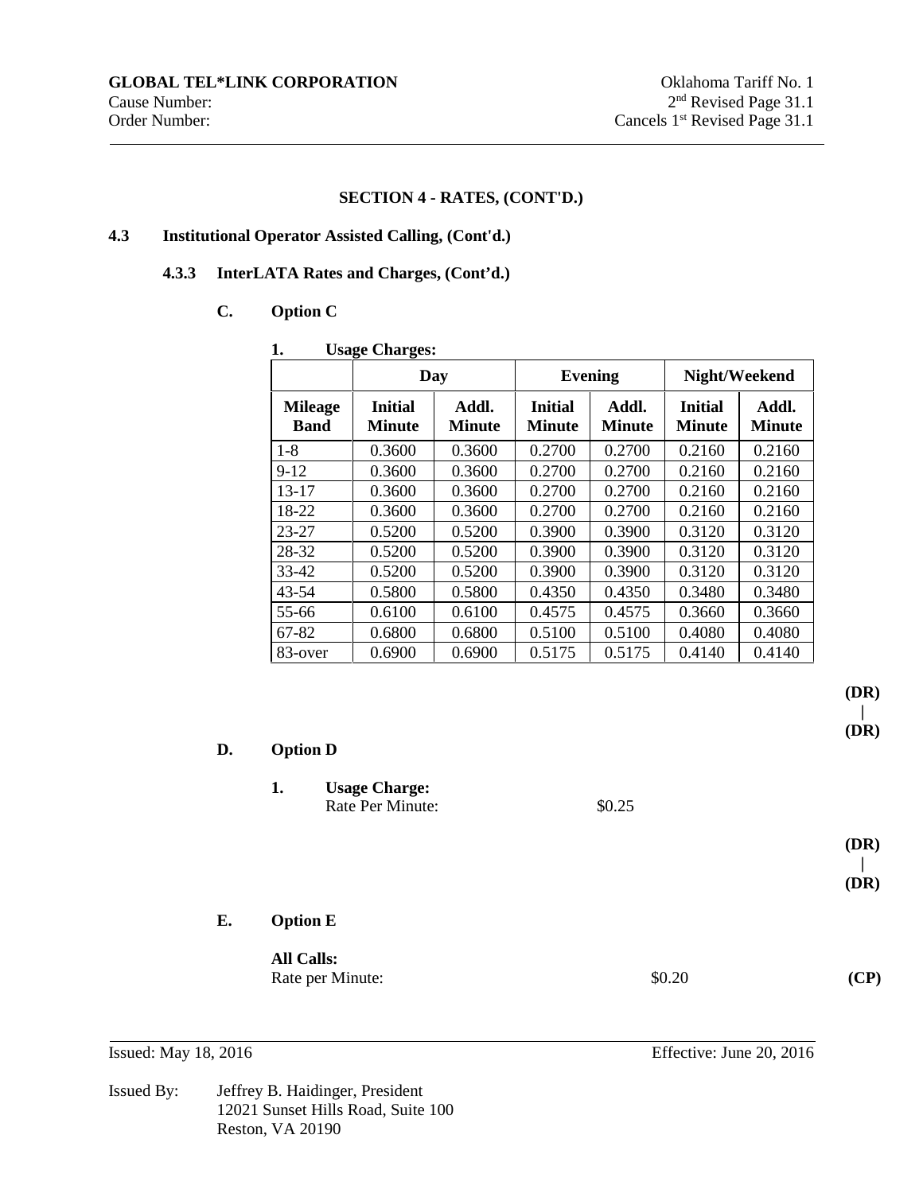**GLOBAL TEL*LINK CORPORATION**
Cause Number:
Order Number:

Oklahoma Tariff No. 1
2nd Revised Page 31.1
Cancels 1st Revised Page 31.1

## SECTION 4 - RATES, (CONT'D.)

### 4.3 Institutional Operator Assisted Calling, (Cont'd.)

#### 4.3.3 InterLATA Rates and Charges, (Cont'd.)

**C. Option C**

**1. Usage Charges:**

| | Day | | Evening | | Night/Weekend | |
|---|---|---|---|---|---|---|
| **Mileage Band** | **Initial Minute** | **Addl. Minute** | **Initial Minute** | **Addl. Minute** | **Initial Minute** | **Addl. Minute** |
| 1-8 | 0.3600 | 0.3600 | 0.2700 | 0.2700 | 0.2160 | 0.2160 |
| 9-12 | 0.3600 | 0.3600 | 0.2700 | 0.2700 | 0.2160 | 0.2160 |
| 13-17 | 0.3600 | 0.3600 | 0.2700 | 0.2700 | 0.2160 | 0.2160 |
| 18-22 | 0.3600 | 0.3600 | 0.2700 | 0.2700 | 0.2160 | 0.2160 |
| 23-27 | 0.5200 | 0.5200 | 0.3900 | 0.3900 | 0.3120 | 0.3120 |
| 28-32 | 0.5200 | 0.5200 | 0.3900 | 0.3900 | 0.3120 | 0.3120 |
| 33-42 | 0.5200 | 0.5200 | 0.3900 | 0.3900 | 0.3120 | 0.3120 |
| 43-54 | 0.5800 | 0.5800 | 0.4350 | 0.4350 | 0.3480 | 0.3480 |
| 55-66 | 0.6100 | 0.6100 | 0.4575 | 0.4575 | 0.3660 | 0.3660 |
| 67-82 | 0.6800 | 0.6800 | 0.5100 | 0.5100 | 0.4080 | 0.4080 |
| 83-over | 0.6900 | 0.6900 | 0.5175 | 0.5175 | 0.4140 | 0.4140 |

(DR)
|
(DR)

**D. Option D**

**1. Usage Charge:**
Rate Per Minute: $0.25

(DR)
|
(DR)

**E. Option E**

**All Calls:**
Rate per Minute: $0.20 **(CP)**

Issued: May 18, 2016 Effective: June 20, 2016

Issued By: Jeffrey B. Haidinger, President
12021 Sunset Hills Road, Suite 100
Reston, VA 20190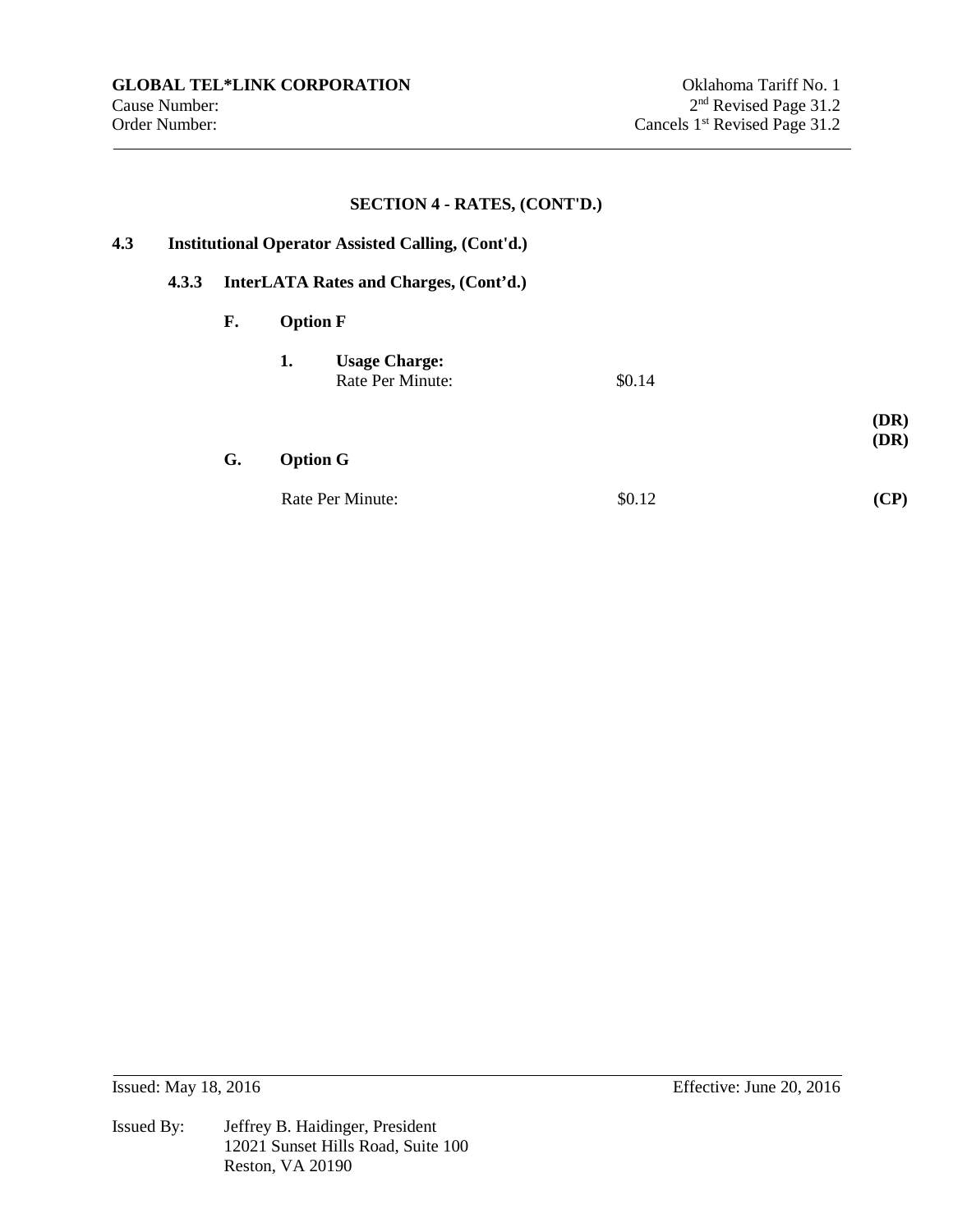**GLOBAL TEL*LINK CORPORATION** Oklahoma Tariff No. 1
Cause Number: 2nd Revised Page 31.2
Order Number: Cancels 1st Revised Page 31.2

**SECTION 4 - RATES, (CONT'D.)**

**4.3 Institutional Operator Assisted Calling, (Cont'd.)**

**4.3.3 InterLATA Rates and Charges, (Cont'd.)**

**F. Option F**

**1. Usage Charge:**
Rate Per Minute: $0.14

**(DR)**
**(DR)**

**G. Option G**

Rate Per Minute: $0.12 **(CP)**

Issued: May 18, 2016 Effective: June 20, 2016

Issued By: Jeffrey B. Haidinger, President
12021 Sunset Hills Road, Suite 100
Reston, VA 20190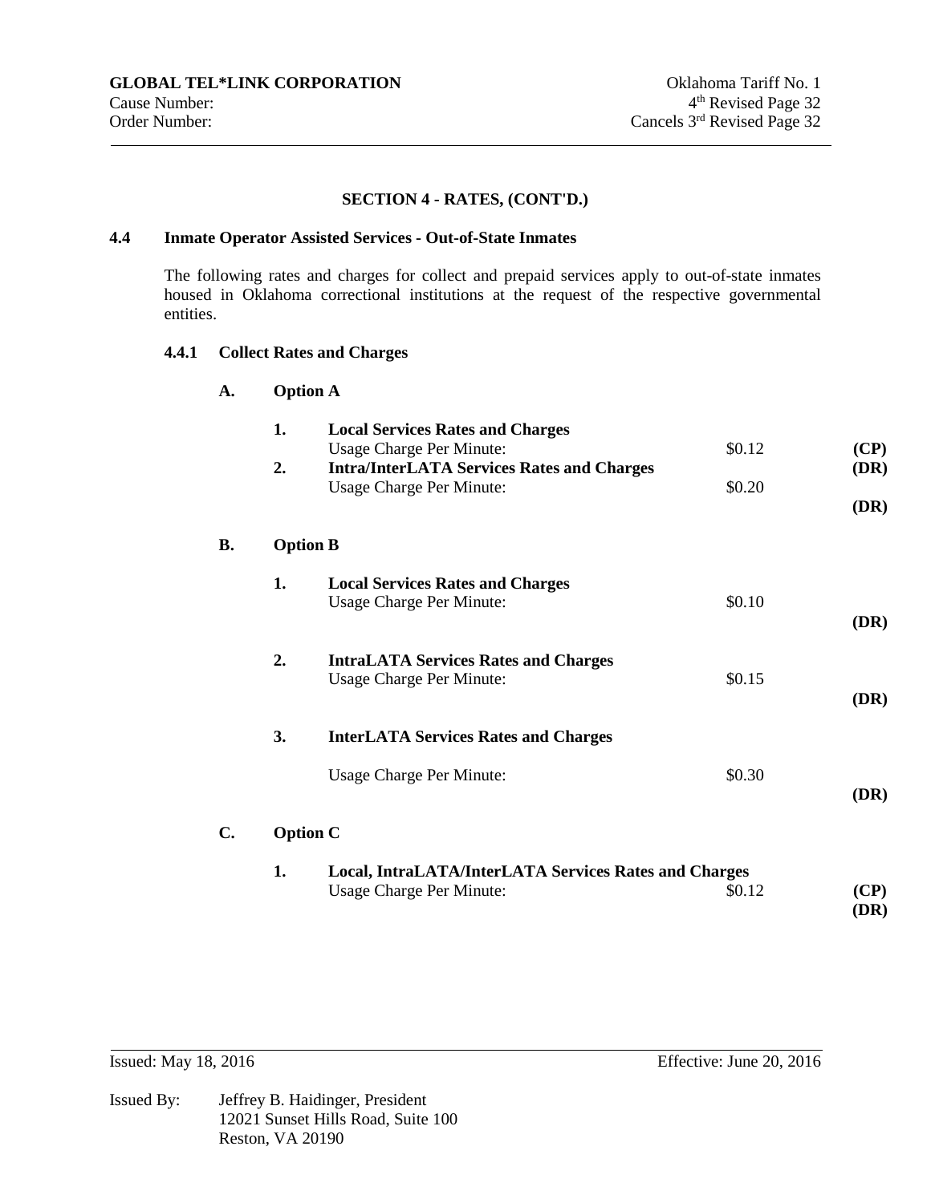**GLOBAL TEL*LINK CORPORATION**
Cause Number:
Order Number:

Oklahoma Tariff No. 1
4th Revised Page 32
Cancels 3rd Revised Page 32

## SECTION 4 - RATES, (CONT'D.)

### 4.4 Inmate Operator Assisted Services - Out-of-State Inmates

The following rates and charges for collect and prepaid services apply to out-of-state inmates housed in Oklahoma correctional institutions at the request of the respective governmental entities.

#### 4.4.1 Collect Rates and Charges

**A. Option A**

1. **Local Services Rates and Charges**
   Usage Charge Per Minute: $0.12 **(CP)**
2. **Intra/InterLATA Services Rates and Charges** **(DR)**
   Usage Charge Per Minute: $0.20
   **(DR)**

**B. Option B**

1. **Local Services Rates and Charges**
   Usage Charge Per Minute: $0.10
   **(DR)**

2. **IntraLATA Services Rates and Charges**
   Usage Charge Per Minute: $0.15
   **(DR)**

3. **InterLATA Services Rates and Charges**

   Usage Charge Per Minute: $0.30
   **(DR)**

**C. Option C**

1. **Local, IntraLATA/InterLATA Services Rates and Charges**
   Usage Charge Per Minute: $0.12 **(CP)**
   **(DR)**

Issued: May 18, 2016 Effective: June 20, 2016

Issued By: Jeffrey B. Haidinger, President
12021 Sunset Hills Road, Suite 100
Reston, VA 20190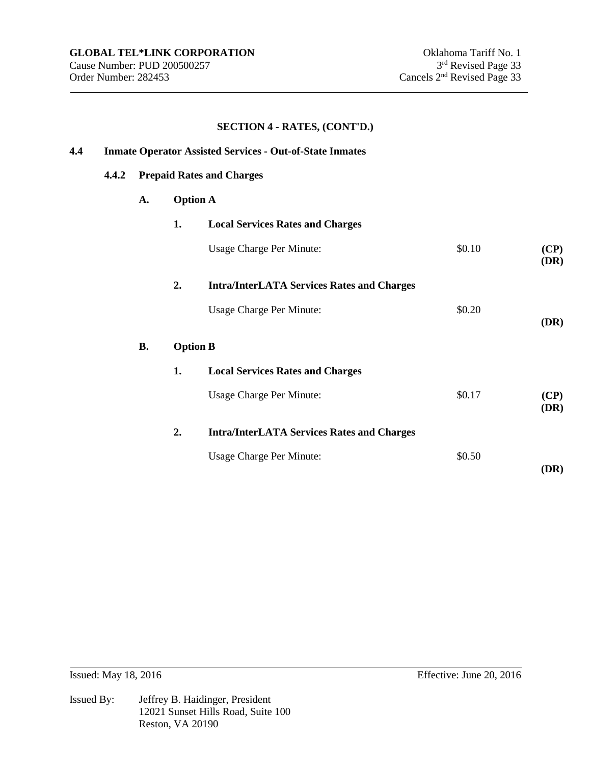**GLOBAL TEL*LINK CORPORATION**
Cause Number: PUD 200500257
Order Number: 282453

Oklahoma Tariff No. 1
3rd Revised Page 33
Cancels 2nd Revised Page 33

## SECTION 4 - RATES, (CONT'D.)

### 4.4 Inmate Operator Assisted Services - Out-of-State Inmates

#### 4.4.2 Prepaid Rates and Charges

**A. Option A**

**1. Local Services Rates and Charges**

| | | |
|---|---|---|
| Usage Charge Per Minute: | $0.10 | **(CP) (DR)** |

**2. Intra/InterLATA Services Rates and Charges**

| | | |
|---|---|---|
| Usage Charge Per Minute: | $0.20 | **(DR)** |

**B. Option B**

**1. Local Services Rates and Charges**

| | | |
|---|---|---|
| Usage Charge Per Minute: | $0.17 | **(CP) (DR)** |

**2. Intra/InterLATA Services Rates and Charges**

| | | |
|---|---|---|
| Usage Charge Per Minute: | $0.50 | **(DR)** |

Issued: May 18, 2016

Effective: June 20, 2016

Issued By: Jeffrey B. Haidinger, President
12021 Sunset Hills Road, Suite 100
Reston, VA 20190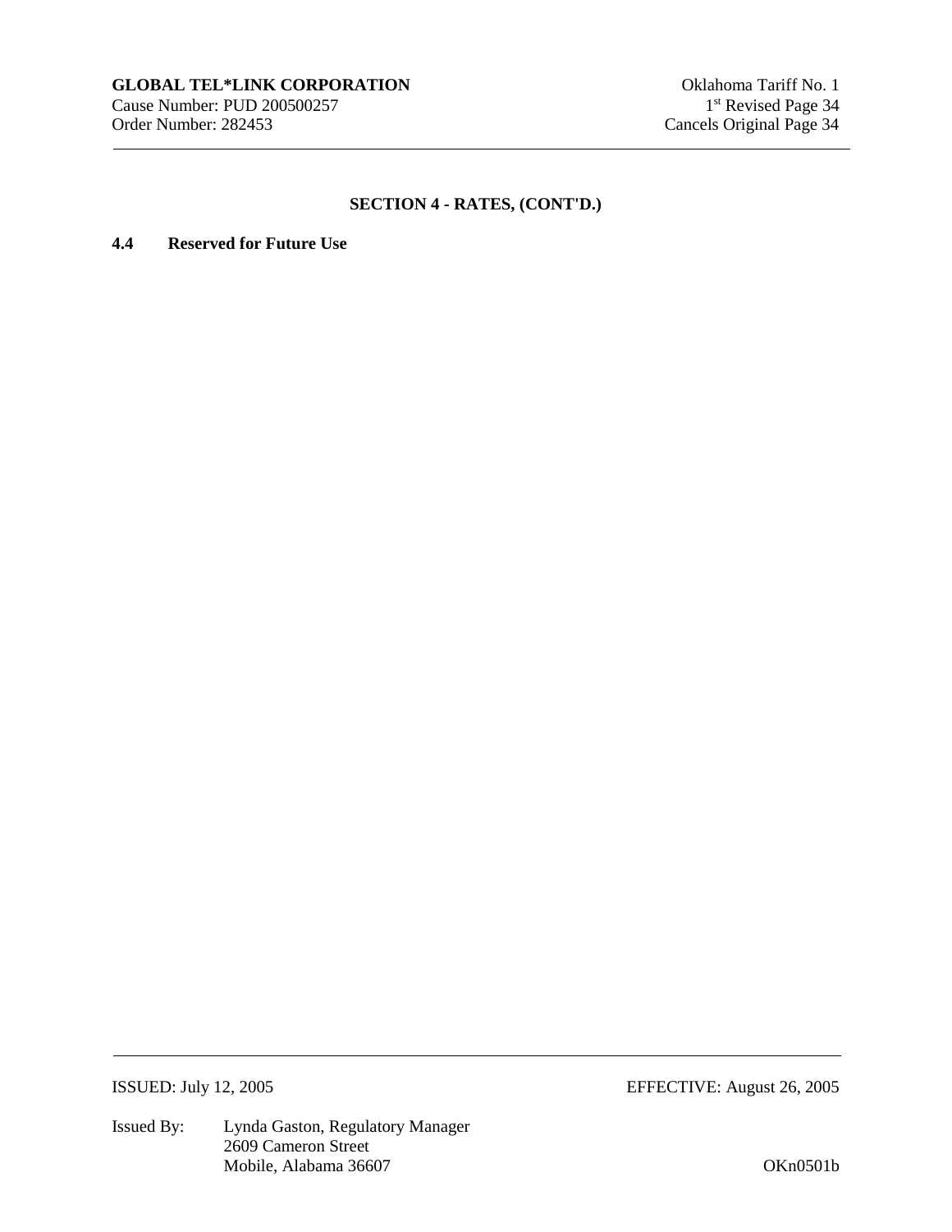## SECTION 4 - RATES, (CONT'D.)

**4.4 Reserved for Future Use**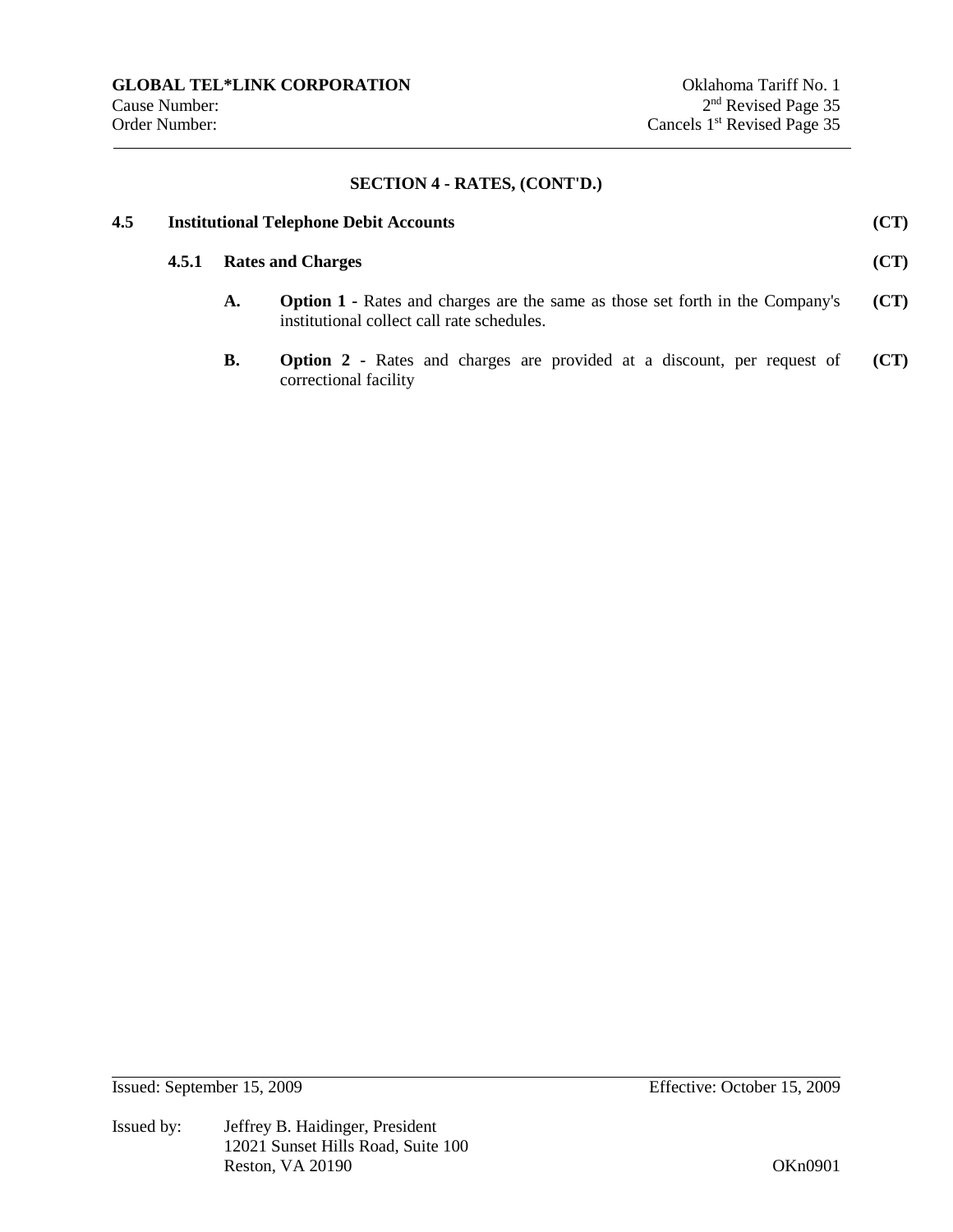## SECTION 4 - RATES, (CONT'D.)

**4.5 Institutional Telephone Debit Accounts** **(CT)**

**4.5.1 Rates and Charges** **(CT)**

**A.** **Option 1 -** Rates and charges are the same as those set forth in the Company's institutional collect call rate schedules. **(CT)**

**B.** **Option 2 -** Rates and charges are provided at a discount, per request of correctional facility **(CT)**

Issued: September 15, 2009 Effective: October 15, 2009

Issued by: Jeffrey B. Haidinger, President
12021 Sunset Hills Road, Suite 100
Reston, VA 20190

OKn0901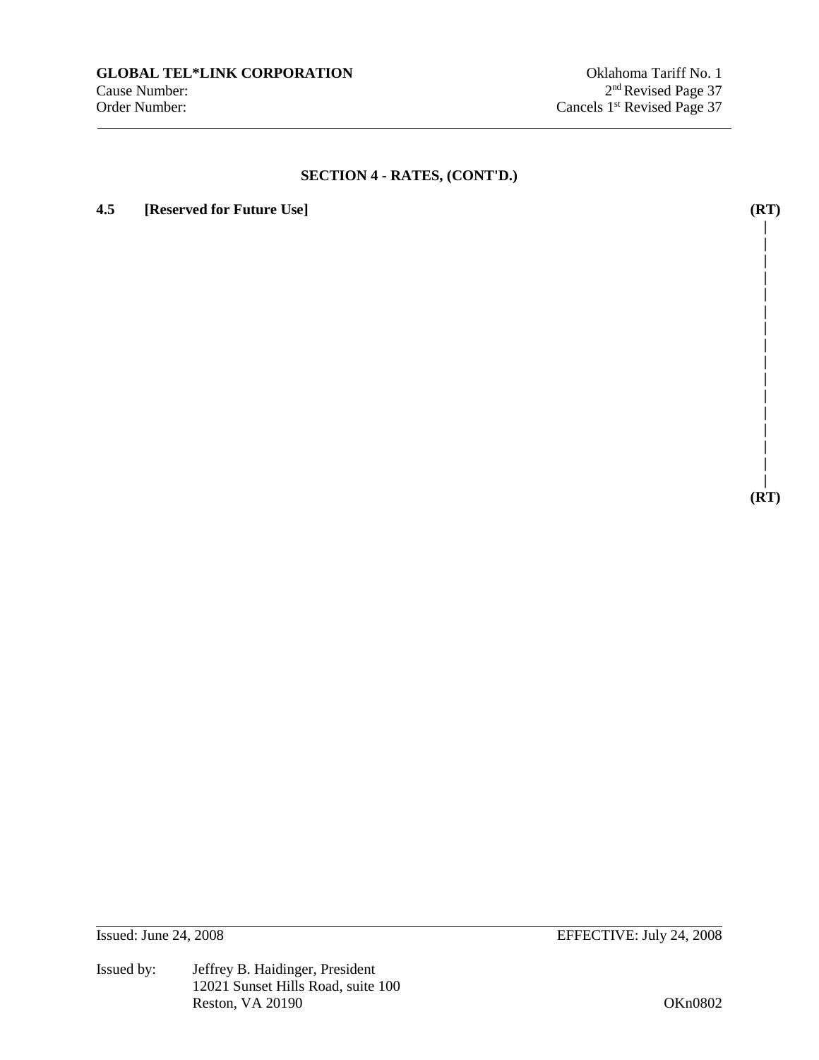## SECTION 4 - RATES, (CONT'D.)

**4.5 [Reserved for Future Use]** **(RT)**

**(RT)**

Issued: June 24, 2008 EFFECTIVE: July 24, 2008

Issued by: Jeffrey B. Haidinger, President
12021 Sunset Hills Road, suite 100
Reston, VA 20190

OKn0802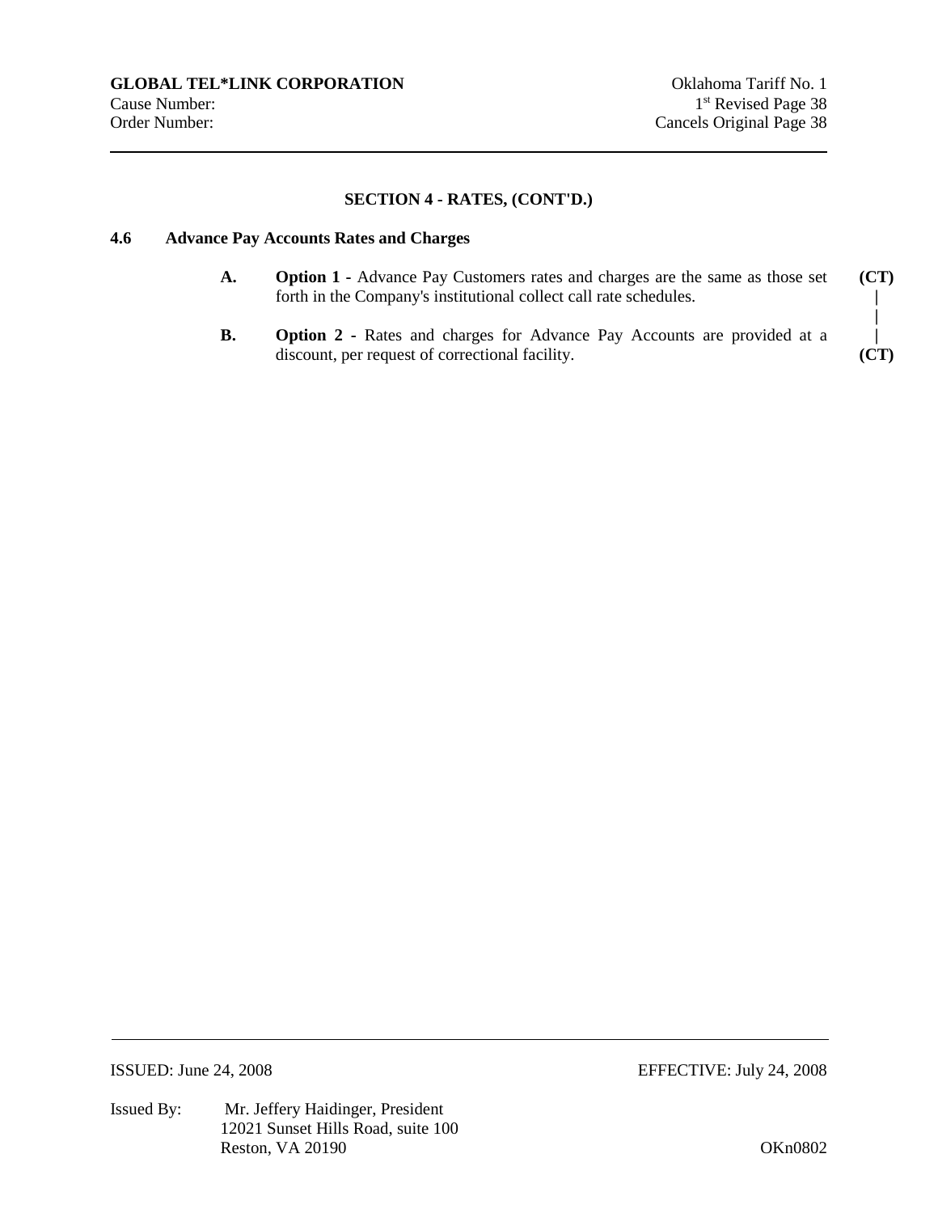## SECTION 4 - RATES, (CONT'D.)

### 4.6 Advance Pay Accounts Rates and Charges

A. **Option 1** - Advance Pay Customers rates and charges are the same as those set forth in the Company's institutional collect call rate schedules. **(CT)**

B. **Option 2** - Rates and charges for Advance Pay Accounts are provided at a discount, per request of correctional facility. **(CT)**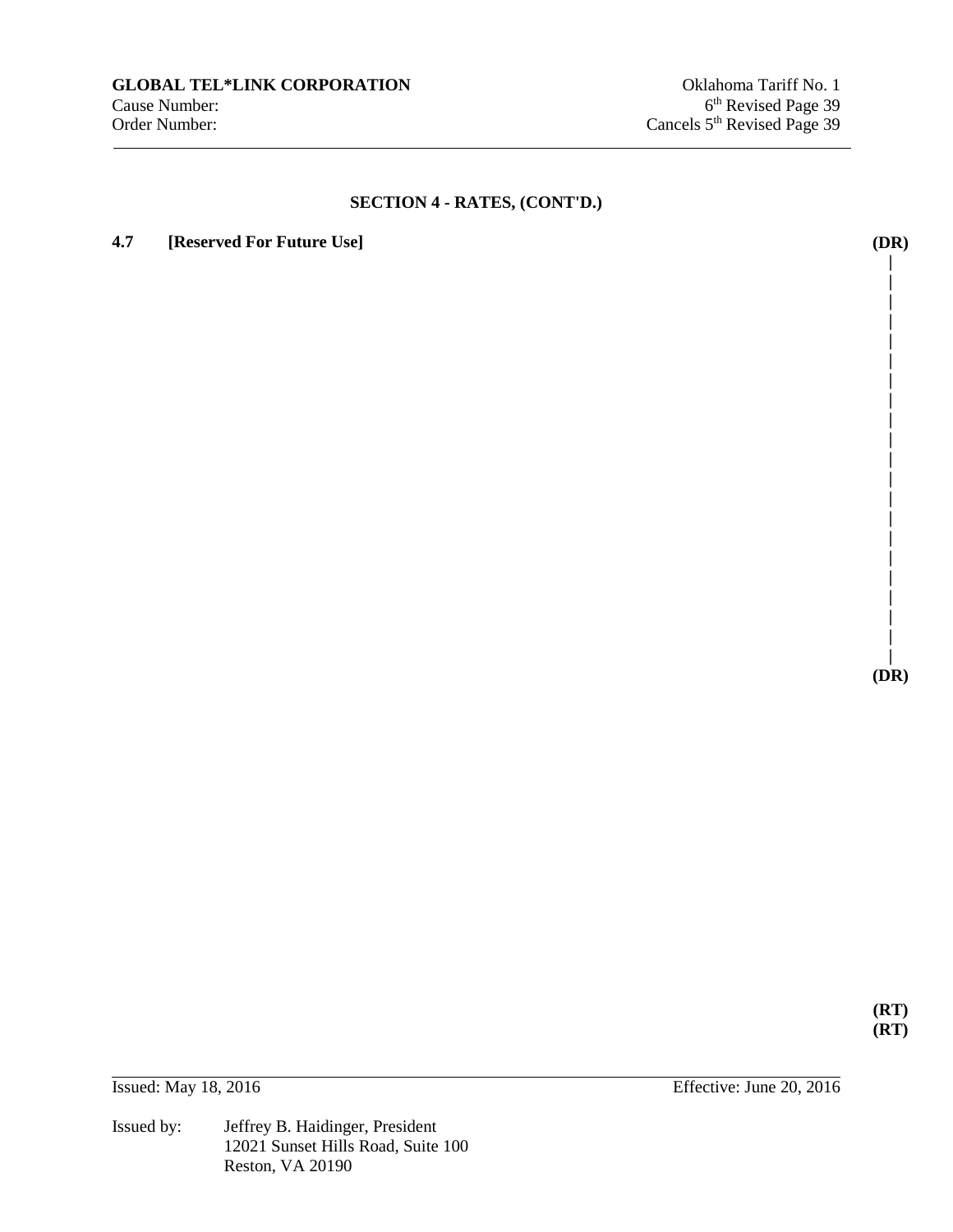**GLOBAL TEL*LINK CORPORATION**
Cause Number:
Order Number:

Oklahoma Tariff No. 1
6th Revised Page 39
Cancels 5th Revised Page 39

## SECTION 4 - RATES, (CONT'D.)

**4.7 [Reserved For Future Use]** **(DR)**

**(DR)**

**(RT)**
**(RT)**

Issued: May 18, 2016 Effective: June 20, 2016

Issued by: Jeffrey B. Haidinger, President
12021 Sunset Hills Road, Suite 100
Reston, VA 20190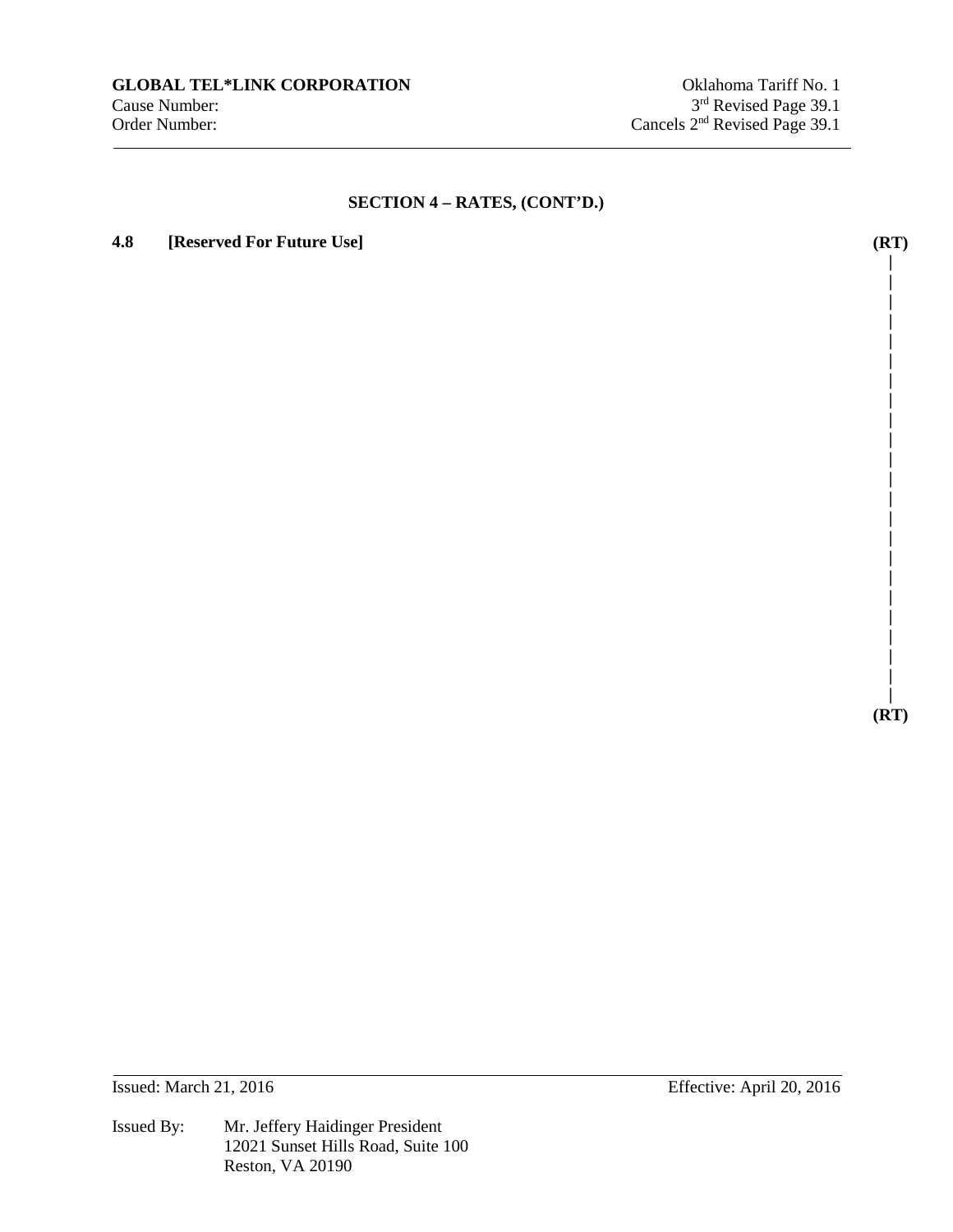**GLOBAL TEL*LINK CORPORATION**
Cause Number:
Order Number:

Oklahoma Tariff No. 1
3rd Revised Page 39.1
Cancels 2nd Revised Page 39.1

## SECTION 4 – RATES, (CONT'D.)

**4.8 [Reserved For Future Use]** **(RT)**

**(RT)**

Issued: March 21, 2016 Effective: April 20, 2016

Issued By: Mr. Jeffery Haidinger President
12021 Sunset Hills Road, Suite 100
Reston, VA 20190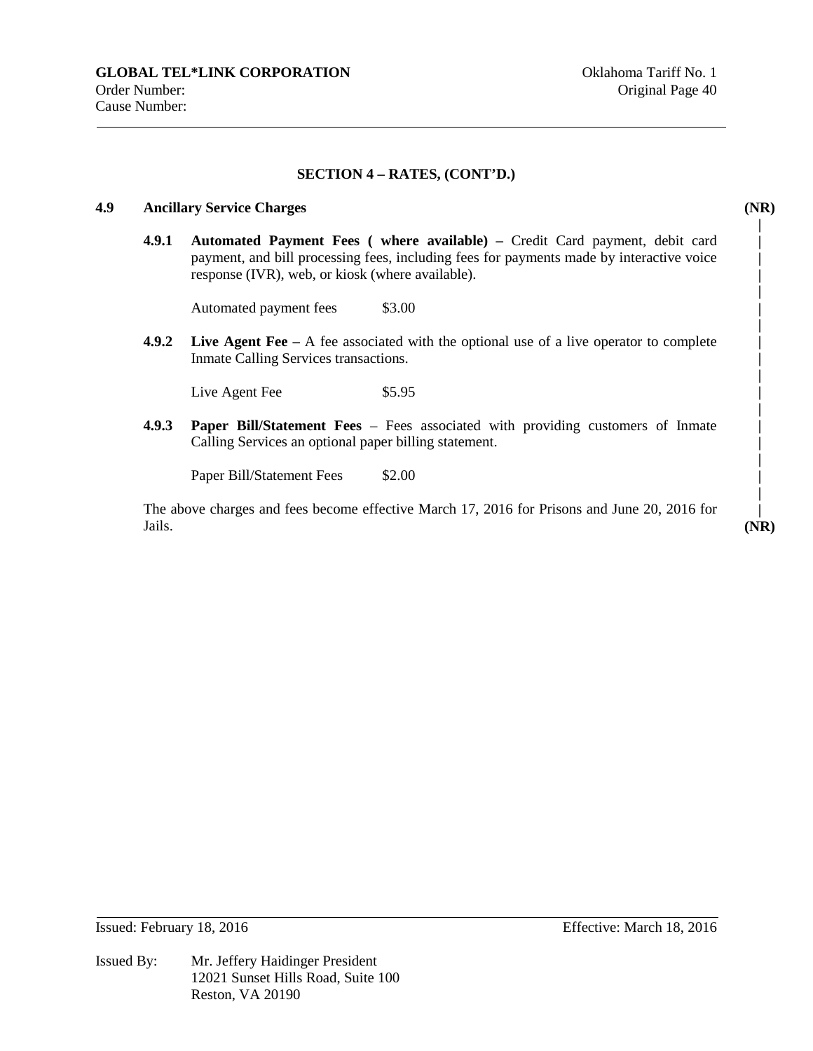## SECTION 4 – RATES, (CONT'D.)

**4.9 Ancillary Service Charges** **(NR)**

**4.9.1 Automated Payment Fees ( where available) –** Credit Card payment, debit card payment, and bill processing fees, including fees for payments made by interactive voice response (IVR), web, or kiosk (where available).

| | |
|---|---|
| Automated payment fees | $3.00 |

**4.9.2 Live Agent Fee –** A fee associated with the optional use of a live operator to complete Inmate Calling Services transactions.

| | |
|---|---|
| Live Agent Fee | $5.95 |

**4.9.3 Paper Bill/Statement Fees** – Fees associated with providing customers of Inmate Calling Services an optional paper billing statement.

| | |
|---|---|
| Paper Bill/Statement Fees | $2.00 |

The above charges and fees become effective March 17, 2016 for Prisons and June 20, 2016 for Jails. **(NR)**

Issued: February 18, 2016 Effective: March 18, 2016

Issued By: Mr. Jeffery Haidinger President
12021 Sunset Hills Road, Suite 100
Reston, VA 20190